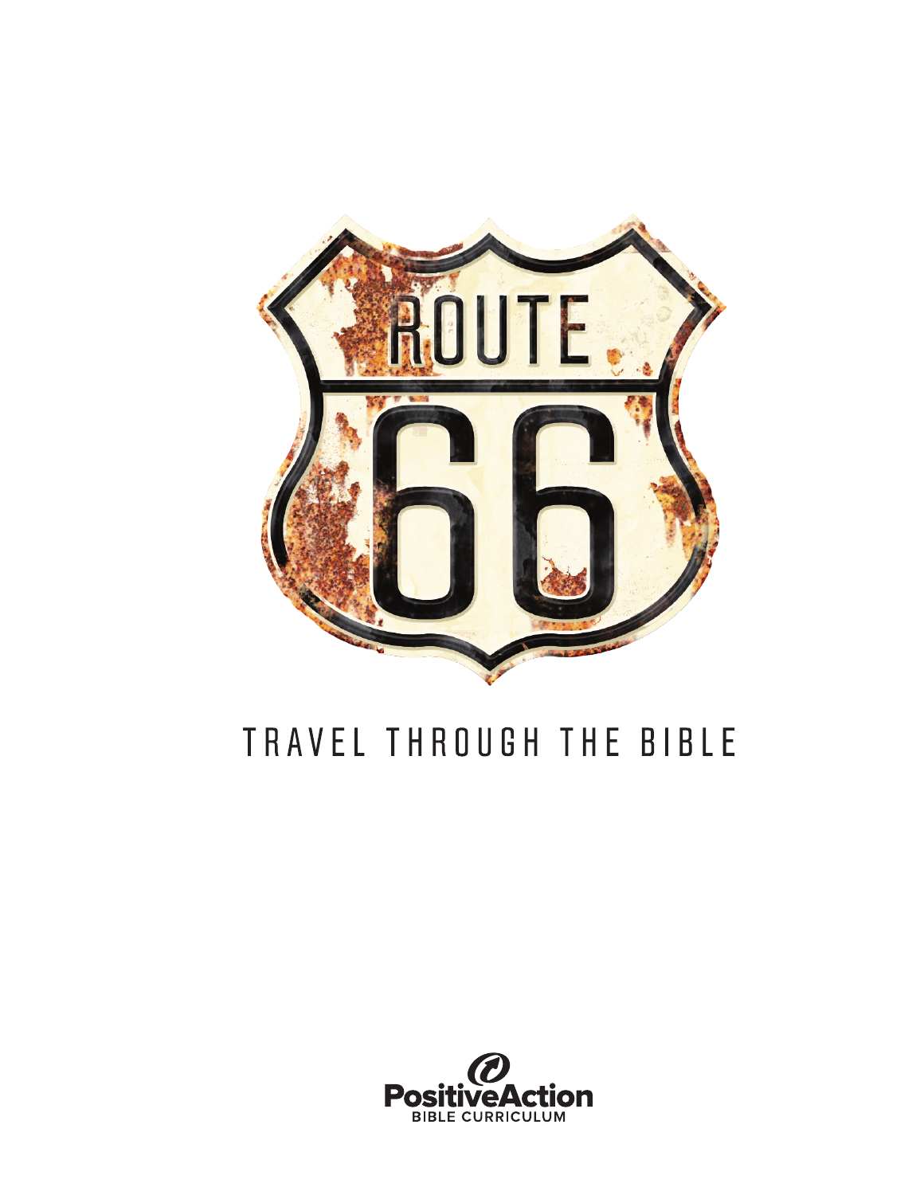# ROUTE 66

## TRAVEL THROUGH THE BIBLE

PositiveAction
BIBLE CURRICULUM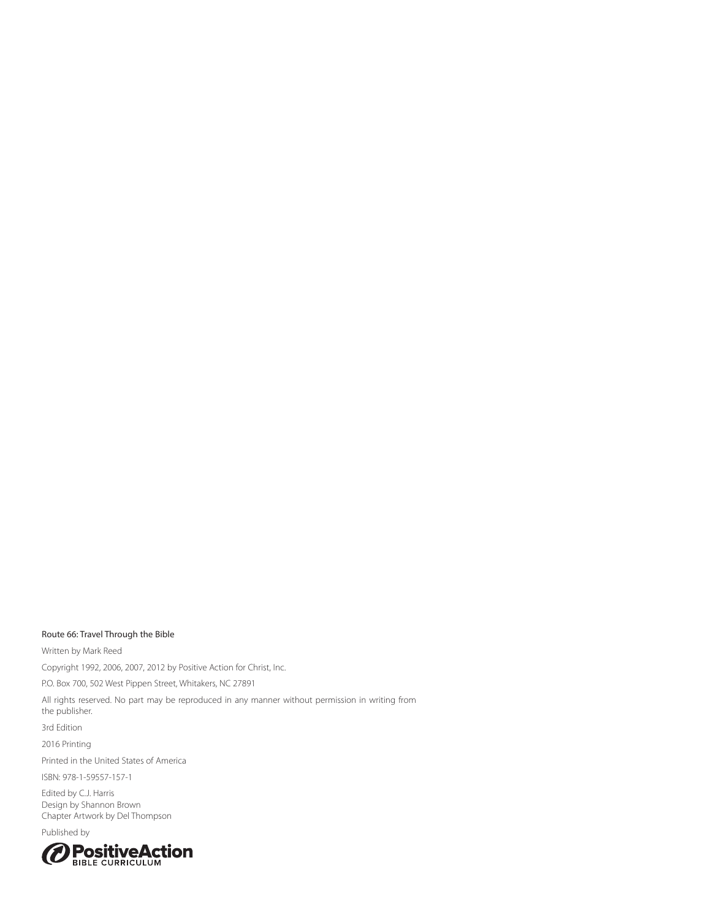Route 66: Travel Through the Bible

Written by Mark Reed

Copyright 1992, 2006, 2007, 2012 by Positive Action for Christ, Inc.

P.O. Box 700, 502 West Pippen Street, Whitakers, NC 27891

All rights reserved. No part may be reproduced in any manner without permission in writing from the publisher.

3rd Edition

2016 Printing

Printed in the United States of America

ISBN: 978-1-59557-157-1

Edited by C.J. Harris
Design by Shannon Brown
Chapter Artwork by Del Thompson

Published by

PositiveAction
BIBLE CURRICULUM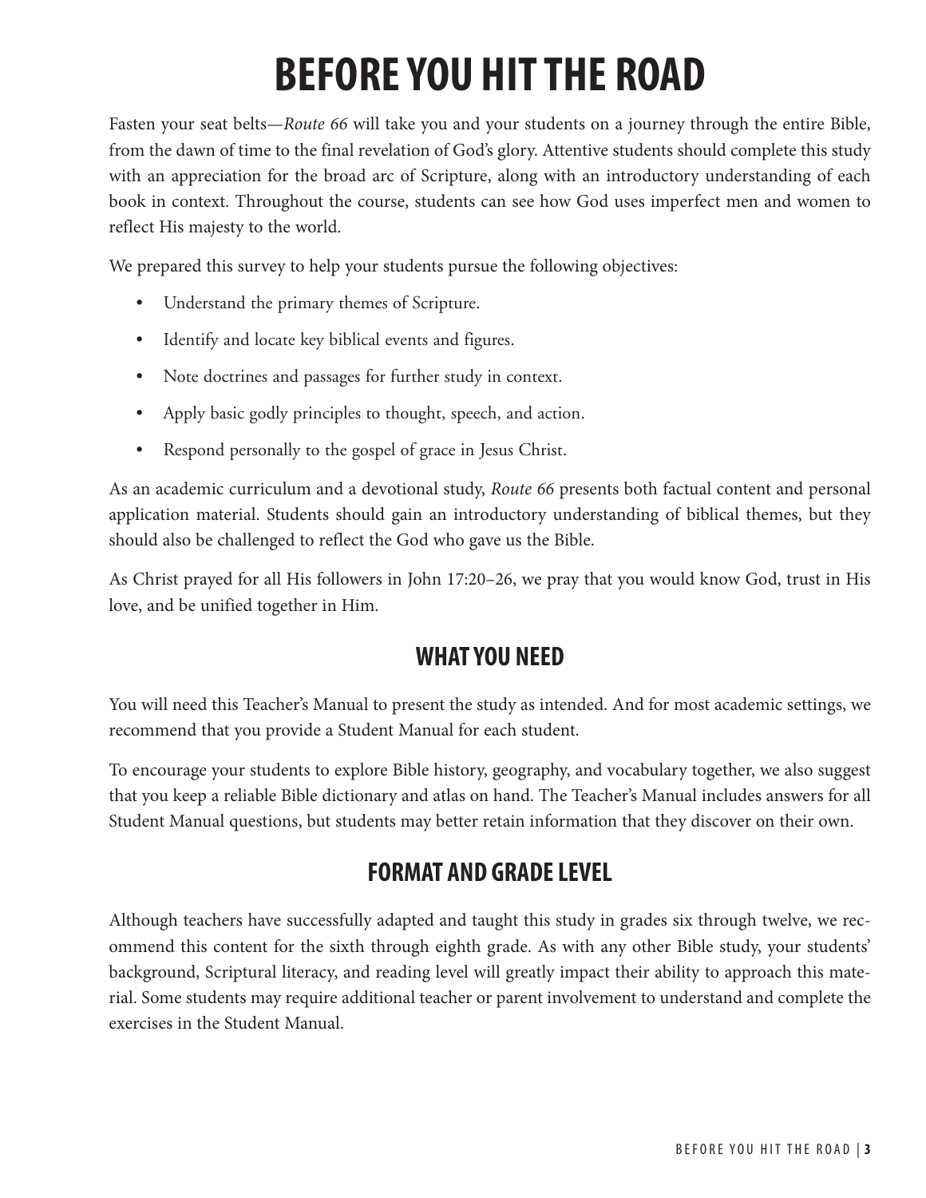# BEFORE YOU HIT THE ROAD

Fasten your seat belts—*Route 66* will take you and your students on a journey through the entire Bible, from the dawn of time to the final revelation of God's glory. Attentive students should complete this study with an appreciation for the broad arc of Scripture, along with an introductory understanding of each book in context. Throughout the course, students can see how God uses imperfect men and women to reflect His majesty to the world.

We prepared this survey to help your students pursue the following objectives:

- Understand the primary themes of Scripture.
- Identify and locate key biblical events and figures.
- Note doctrines and passages for further study in context.
- Apply basic godly principles to thought, speech, and action.
- Respond personally to the gospel of grace in Jesus Christ.

As an academic curriculum and a devotional study, *Route 66* presents both factual content and personal application material. Students should gain an introductory understanding of biblical themes, but they should also be challenged to reflect the God who gave us the Bible.

As Christ prayed for all His followers in John 17:20–26, we pray that you would know God, trust in His love, and be unified together in Him.

## WHAT YOU NEED

You will need this Teacher's Manual to present the study as intended. And for most academic settings, we recommend that you provide a Student Manual for each student.

To encourage your students to explore Bible history, geography, and vocabulary together, we also suggest that you keep a reliable Bible dictionary and atlas on hand. The Teacher's Manual includes answers for all Student Manual questions, but students may better retain information that they discover on their own.

## FORMAT AND GRADE LEVEL

Although teachers have successfully adapted and taught this study in grades six through twelve, we recommend this content for the sixth through eighth grade. As with any other Bible study, your students' background, Scriptural literacy, and reading level will greatly impact their ability to approach this material. Some students may require additional teacher or parent involvement to understand and complete the exercises in the Student Manual.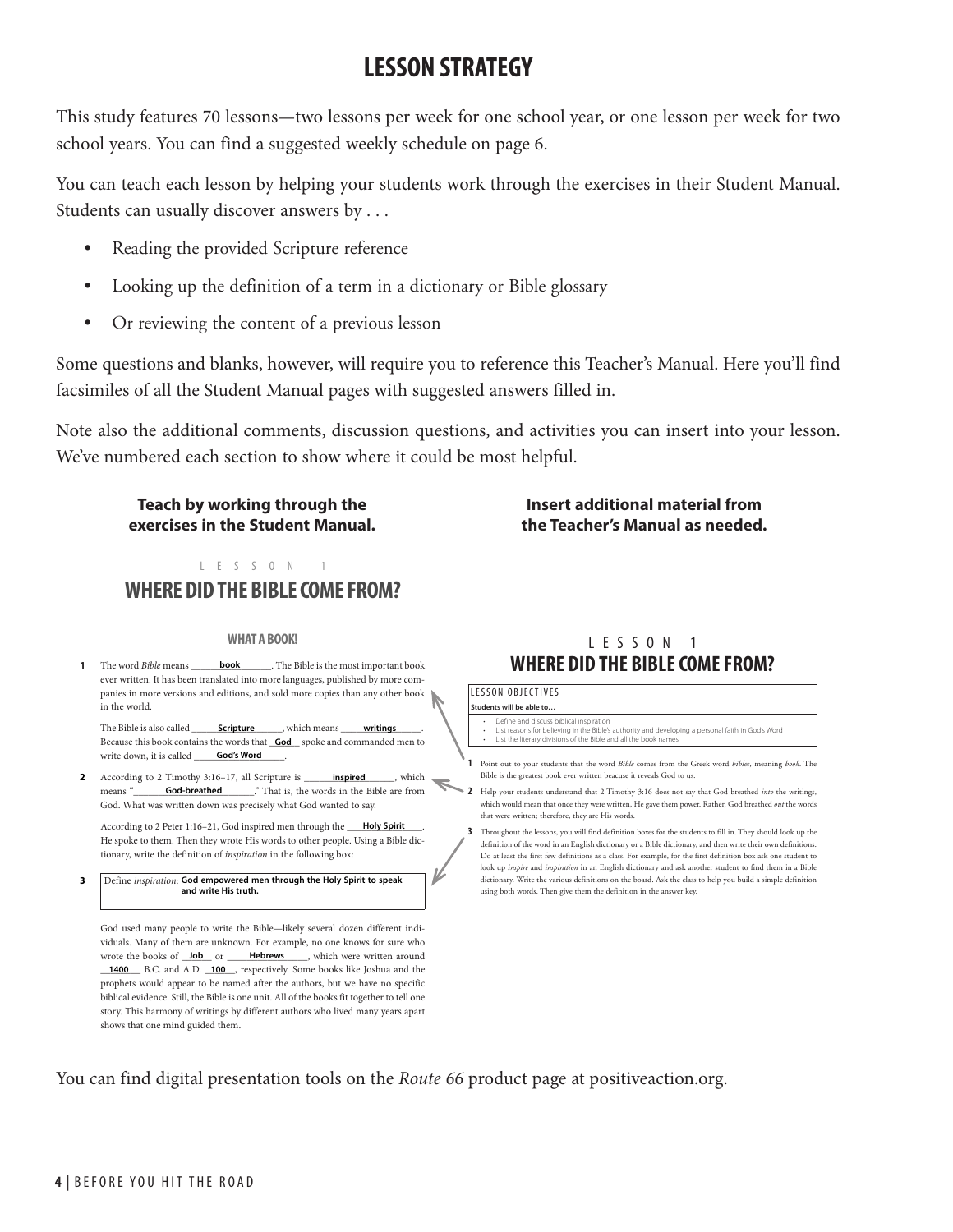# LESSON STRATEGY

This study features 70 lessons—two lessons per week for one school year, or one lesson per week for two school years. You can find a suggested weekly schedule on page 6.

You can teach each lesson by helping your students work through the exercises in their Student Manual. Students can usually discover answers by . . .

- Reading the provided Scripture reference
- Looking up the definition of a term in a dictionary or Bible glossary
- Or reviewing the content of a previous lesson

Some questions and blanks, however, will require you to reference this Teacher's Manual. Here you'll find facsimiles of all the Student Manual pages with suggested answers filled in.

Note also the additional comments, discussion questions, and activities you can insert into your lesson. We've numbered each section to show where it could be most helpful.

**Teach by working through the exercises in the Student Manual.**

LESSON 1

## WHERE DID THE BIBLE COME FROM?

### WHAT A BOOK!

**1** The word *Bible* means ___**book**___. The Bible is the most important book ever written. It has been translated into more languages, published by more companies in more versions and editions, and sold more copies than any other book in the world.

The Bible is also called ___**Scripture**___, which means ___**writings**___. Because this book contains the words that ___**God**___ spoke and commanded men to write down, it is called ___**God's Word**___.

**2** According to 2 Timothy 3:16–17, all Scripture is ___**inspired**___, which means "___**God-breathed**___." That is, the words in the Bible are from God. What was written down was precisely what God wanted to say.

According to 2 Peter 1:16–21, God inspired men through the ___**Holy Spirit**___. He spoke to them. Then they wrote His words to other people. Using a Bible dictionary, write the definition of *inspiration* in the following box:

**3** Define *inspiration*: **God empowered men through the Holy Spirit to speak and write His truth.**

God used many people to write the Bible—likely several dozen different individuals. Many of them are unknown. For example, no one knows for sure who wrote the books of ___**Job**___ or ___**Hebrews**___, which were written around ___**1400**___ B.C. and A.D. ___**100**___, respectively. Some books like Joshua and the prophets would appear to be named after the authors, but we have no specific biblical evidence. Still, the Bible is one unit. All of the books fit together to tell one story. This harmony of writings by different authors who lived many years apart shows that one mind guided them.

**Insert additional material from the Teacher's Manual as needed.**

LESSON 1

## WHERE DID THE BIBLE COME FROM?

LESSON OBJECTIVES

**Students will be able to…**

- Define and discuss biblical inspiration
- List reasons for believing in the Bible's authority and developing a personal faith in God's Word
- List the literary divisions of the Bible and all the book names

**1** Point out to your students that the word *Bible* comes from the Greek word *biblos*, meaning *book*. The Bible is the greatest book ever written beacuse it reveals God to us.

**2** Help your students understand that 2 Timothy 3:16 does not say that God breathed *into* the writings, which would mean that once they were written, He gave them power. Rather, God breathed *out* the words that were written; therefore, they are His words.

**3** Throughout the lessons, you will find definition boxes for the students to fill in. They should look up the definition of the word in an English dictionary or a Bible dictionary, and then write their own definitions. Do at least the first few definitions as a class. For example, for the first definition box ask one student to look up *inspire* and *inspiration* in an English dictionary and ask another student to find them in a Bible dictionary. Write the various definitions on the board. Ask the class to help you build a simple definition using both words. Then give them the definition in the answer key.

You can find digital presentation tools on the *Route 66* product page at positiveaction.org.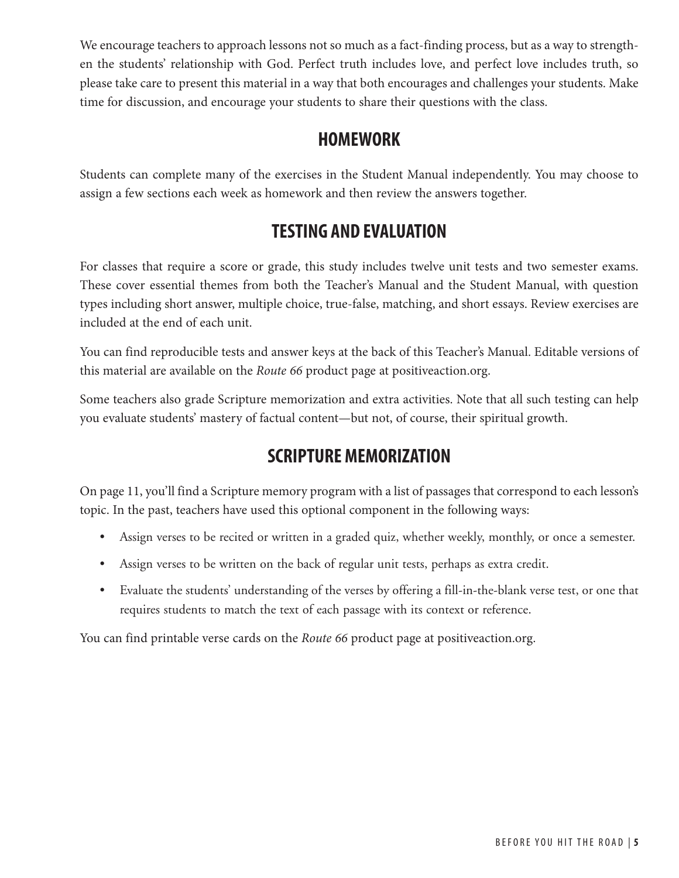We encourage teachers to approach lessons not so much as a fact-finding process, but as a way to strengthen the students' relationship with God. Perfect truth includes love, and perfect love includes truth, so please take care to present this material in a way that both encourages and challenges your students. Make time for discussion, and encourage your students to share their questions with the class.

## HOMEWORK

Students can complete many of the exercises in the Student Manual independently. You may choose to assign a few sections each week as homework and then review the answers together.

## TESTING AND EVALUATION

For classes that require a score or grade, this study includes twelve unit tests and two semester exams. These cover essential themes from both the Teacher's Manual and the Student Manual, with question types including short answer, multiple choice, true-false, matching, and short essays. Review exercises are included at the end of each unit.

You can find reproducible tests and answer keys at the back of this Teacher's Manual. Editable versions of this material are available on the *Route 66* product page at positiveaction.org.

Some teachers also grade Scripture memorization and extra activities. Note that all such testing can help you evaluate students' mastery of factual content—but not, of course, their spiritual growth.

## SCRIPTURE MEMORIZATION

On page 11, you'll find a Scripture memory program with a list of passages that correspond to each lesson's topic. In the past, teachers have used this optional component in the following ways:

- Assign verses to be recited or written in a graded quiz, whether weekly, monthly, or once a semester.
- Assign verses to be written on the back of regular unit tests, perhaps as extra credit.
- Evaluate the students' understanding of the verses by offering a fill-in-the-blank verse test, or one that requires students to match the text of each passage with its context or reference.

You can find printable verse cards on the *Route 66* product page at positiveaction.org.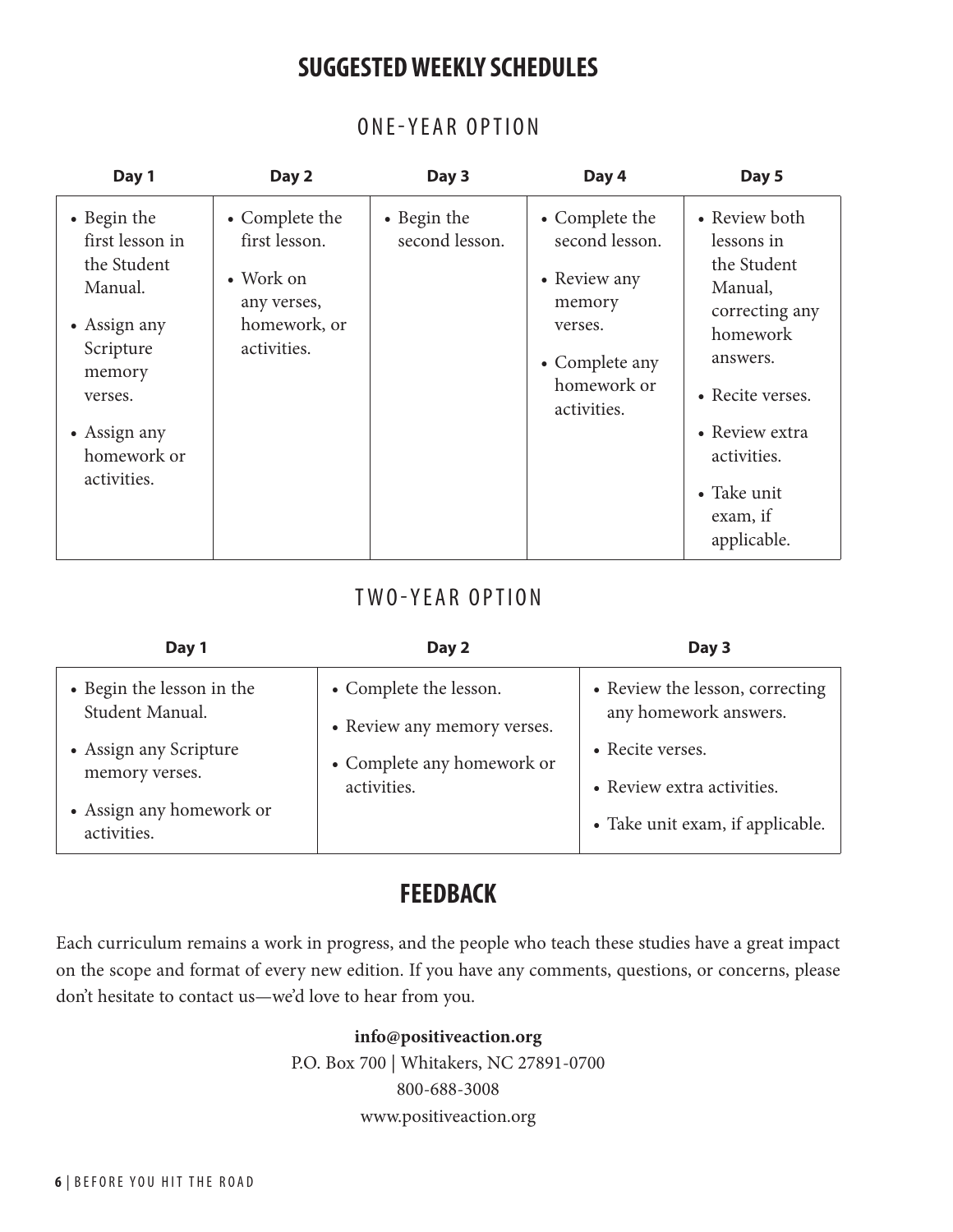# SUGGESTED WEEKLY SCHEDULES

## ONE-YEAR OPTION

| Day 1 | Day 2 | Day 3 | Day 4 | Day 5 |
|---|---|---|---|---|
| • Begin the first lesson in the Student Manual.<br>• Assign any Scripture memory verses.<br>• Assign any homework or activities. | • Complete the first lesson.<br>• Work on any verses, homework, or activities. | • Begin the second lesson. | • Complete the second lesson.<br>• Review any memory verses.<br>• Complete any homework or activities. | • Review both lessons in the Student Manual, correcting any homework answers.<br>• Recite verses.<br>• Review extra activities.<br>• Take unit exam, if applicable. |

## TWO-YEAR OPTION

| Day 1 | Day 2 | Day 3 |
|---|---|---|
| • Begin the lesson in the Student Manual.<br>• Assign any Scripture memory verses.<br>• Assign any homework or activities. | • Complete the lesson.<br>• Review any memory verses.<br>• Complete any homework or activities. | • Review the lesson, correcting any homework answers.<br>• Recite verses.<br>• Review extra activities.<br>• Take unit exam, if applicable. |

# FEEDBACK

Each curriculum remains a work in progress, and the people who teach these studies have a great impact on the scope and format of every new edition. If you have any comments, questions, or concerns, please don't hesitate to contact us—we'd love to hear from you.

**info@positiveaction.org**
P.O. Box 700 | Whitakers, NC 27891-0700
800-688-3008
www.positiveaction.org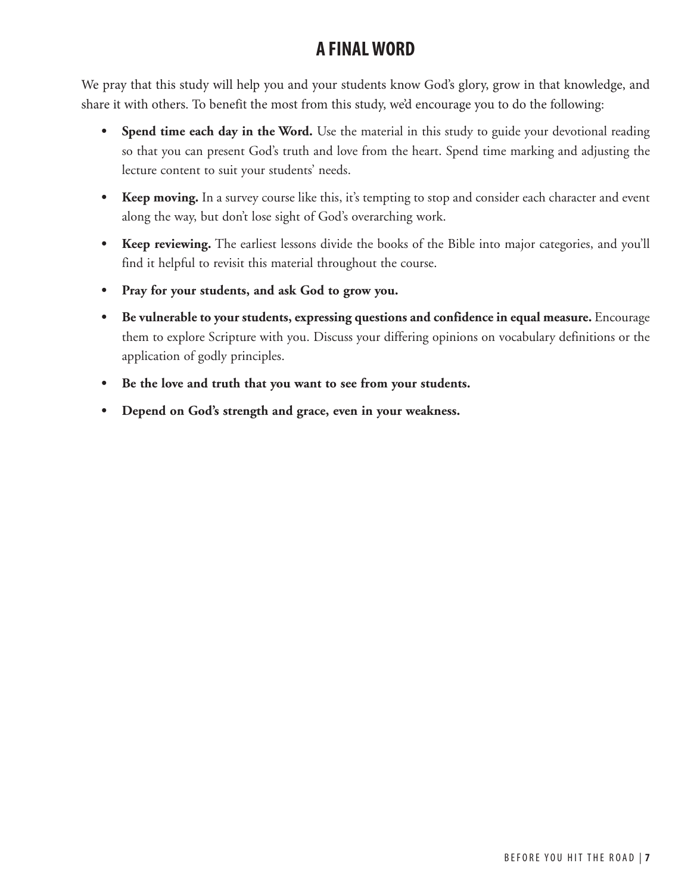## A FINAL WORD

We pray that this study will help you and your students know God's glory, grow in that knowledge, and share it with others. To benefit the most from this study, we'd encourage you to do the following:

- **Spend time each day in the Word.** Use the material in this study to guide your devotional reading so that you can present God's truth and love from the heart. Spend time marking and adjusting the lecture content to suit your students' needs.
- **Keep moving.** In a survey course like this, it's tempting to stop and consider each character and event along the way, but don't lose sight of God's overarching work.
- **Keep reviewing.** The earliest lessons divide the books of the Bible into major categories, and you'll find it helpful to revisit this material throughout the course.
- **Pray for your students, and ask God to grow you.**
- **Be vulnerable to your students, expressing questions and confidence in equal measure.** Encourage them to explore Scripture with you. Discuss your differing opinions on vocabulary definitions or the application of godly principles.
- **Be the love and truth that you want to see from your students.**
- **Depend on God's strength and grace, even in your weakness.**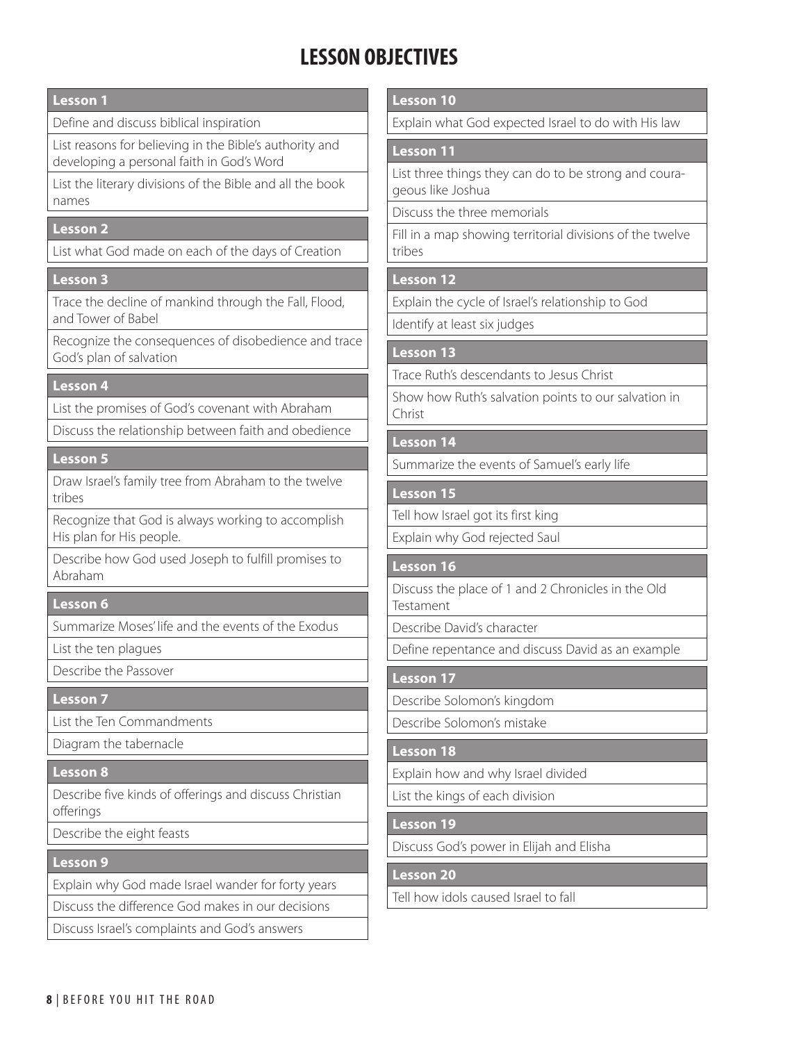# LESSON OBJECTIVES

**Lesson 1**

- Define and discuss biblical inspiration
- List reasons for believing in the Bible's authority and developing a personal faith in God's Word
- List the literary divisions of the Bible and all the book names

**Lesson 2**

- List what God made on each of the days of Creation

**Lesson 3**

- Trace the decline of mankind through the Fall, Flood, and Tower of Babel
- Recognize the consequences of disobedience and trace God's plan of salvation

**Lesson 4**

- List the promises of God's covenant with Abraham
- Discuss the relationship between faith and obedience

**Lesson 5**

- Draw Israel's family tree from Abraham to the twelve tribes
- Recognize that God is always working to accomplish His plan for His people.
- Describe how God used Joseph to fulfill promises to Abraham

**Lesson 6**

- Summarize Moses' life and the events of the Exodus
- List the ten plagues
- Describe the Passover

**Lesson 7**

- List the Ten Commandments
- Diagram the tabernacle

**Lesson 8**

- Describe five kinds of offerings and discuss Christian offerings
- Describe the eight feasts

**Lesson 9**

- Explain why God made Israel wander for forty years
- Discuss the difference God makes in our decisions
- Discuss Israel's complaints and God's answers

**Lesson 10**

- Explain what God expected Israel to do with His law

**Lesson 11**

- List three things they can do to be strong and courageous like Joshua
- Discuss the three memorials
- Fill in a map showing territorial divisions of the twelve tribes

**Lesson 12**

- Explain the cycle of Israel's relationship to God
- Identify at least six judges

**Lesson 13**

- Trace Ruth's descendants to Jesus Christ
- Show how Ruth's salvation points to our salvation in Christ

**Lesson 14**

- Summarize the events of Samuel's early life

**Lesson 15**

- Tell how Israel got its first king
- Explain why God rejected Saul

**Lesson 16**

- Discuss the place of 1 and 2 Chronicles in the Old Testament
- Describe David's character
- Define repentance and discuss David as an example

**Lesson 17**

- Describe Solomon's kingdom
- Describe Solomon's mistake

**Lesson 18**

- Explain how and why Israel divided
- List the kings of each division

**Lesson 19**

- Discuss God's power in Elijah and Elisha

**Lesson 20**

- Tell how idols caused Israel to fall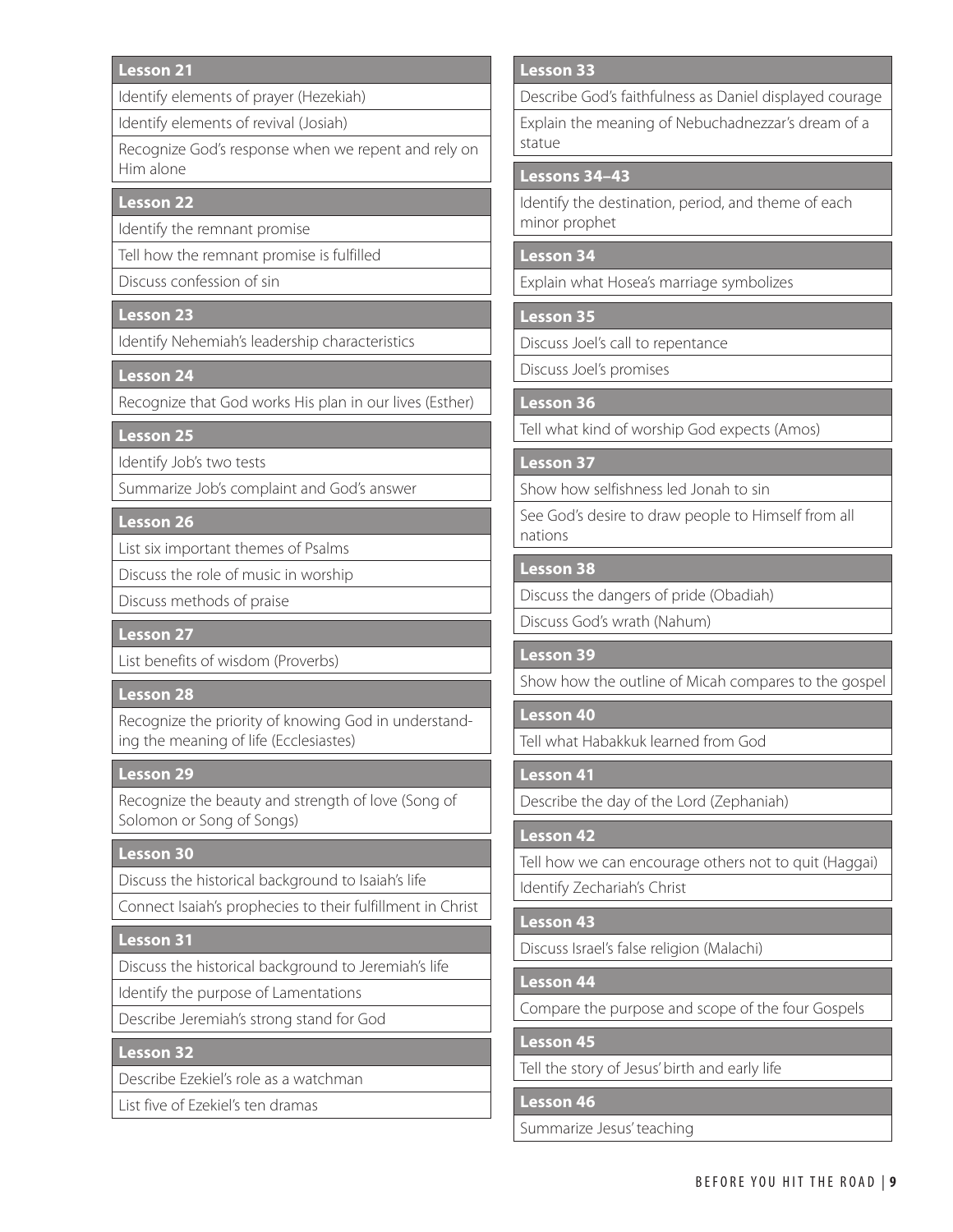**Lesson 21**

- Identify elements of prayer (Hezekiah)
- Identify elements of revival (Josiah)
- Recognize God's response when we repent and rely on Him alone

**Lesson 22**

- Identify the remnant promise
- Tell how the remnant promise is fulfilled
- Discuss confession of sin

**Lesson 23**

- Identify Nehemiah's leadership characteristics

**Lesson 24**

- Recognize that God works His plan in our lives (Esther)

**Lesson 25**

- Identify Job's two tests
- Summarize Job's complaint and God's answer

**Lesson 26**

- List six important themes of Psalms
- Discuss the role of music in worship
- Discuss methods of praise

**Lesson 27**

- List benefits of wisdom (Proverbs)

**Lesson 28**

- Recognize the priority of knowing God in understanding the meaning of life (Ecclesiastes)

**Lesson 29**

- Recognize the beauty and strength of love (Song of Solomon or Song of Songs)

**Lesson 30**

- Discuss the historical background to Isaiah's life
- Connect Isaiah's prophecies to their fulfillment in Christ

**Lesson 31**

- Discuss the historical background to Jeremiah's life
- Identify the purpose of Lamentations
- Describe Jeremiah's strong stand for God

**Lesson 32**

- Describe Ezekiel's role as a watchman
- List five of Ezekiel's ten dramas

**Lesson 33**

- Describe God's faithfulness as Daniel displayed courage
- Explain the meaning of Nebuchadnezzar's dream of a statue

**Lessons 34–43**

- Identify the destination, period, and theme of each minor prophet

**Lesson 34**

- Explain what Hosea's marriage symbolizes

**Lesson 35**

- Discuss Joel's call to repentance
- Discuss Joel's promises

**Lesson 36**

- Tell what kind of worship God expects (Amos)

**Lesson 37**

- Show how selfishness led Jonah to sin
- See God's desire to draw people to Himself from all nations

**Lesson 38**

- Discuss the dangers of pride (Obadiah)
- Discuss God's wrath (Nahum)

**Lesson 39**

- Show how the outline of Micah compares to the gospel

**Lesson 40**

- Tell what Habakkuk learned from God

**Lesson 41**

- Describe the day of the Lord (Zephaniah)

**Lesson 42**

- Tell how we can encourage others not to quit (Haggai)
- Identify Zechariah's Christ

**Lesson 43**

- Discuss Israel's false religion (Malachi)

**Lesson 44**

- Compare the purpose and scope of the four Gospels

**Lesson 45**

- Tell the story of Jesus' birth and early life

**Lesson 46**

- Summarize Jesus' teaching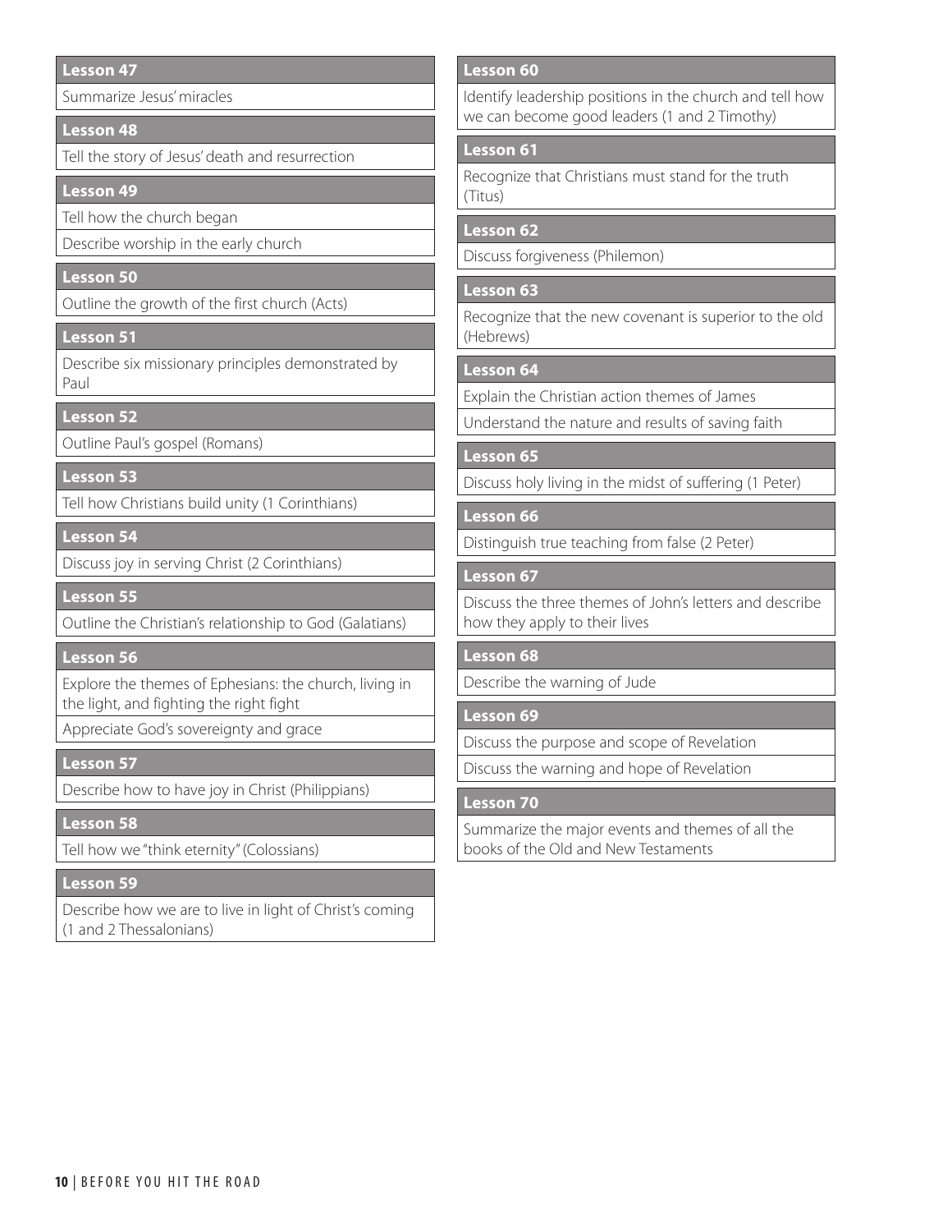**Lesson 47**

Summarize Jesus' miracles

**Lesson 48**

Tell the story of Jesus' death and resurrection

**Lesson 49**

Tell how the church began

Describe worship in the early church

**Lesson 50**

Outline the growth of the first church (Acts)

**Lesson 51**

Describe six missionary principles demonstrated by Paul

**Lesson 52**

Outline Paul's gospel (Romans)

**Lesson 53**

Tell how Christians build unity (1 Corinthians)

**Lesson 54**

Discuss joy in serving Christ (2 Corinthians)

**Lesson 55**

Outline the Christian's relationship to God (Galatians)

**Lesson 56**

Explore the themes of Ephesians: the church, living in the light, and fighting the right fight

Appreciate God's sovereignty and grace

**Lesson 57**

Describe how to have joy in Christ (Philippians)

**Lesson 58**

Tell how we "think eternity" (Colossians)

**Lesson 59**

Describe how we are to live in light of Christ's coming (1 and 2 Thessalonians)

**Lesson 60**

Identify leadership positions in the church and tell how we can become good leaders (1 and 2 Timothy)

**Lesson 61**

Recognize that Christians must stand for the truth (Titus)

**Lesson 62**

Discuss forgiveness (Philemon)

**Lesson 63**

Recognize that the new covenant is superior to the old (Hebrews)

**Lesson 64**

Explain the Christian action themes of James

Understand the nature and results of saving faith

**Lesson 65**

Discuss holy living in the midst of suffering (1 Peter)

**Lesson 66**

Distinguish true teaching from false (2 Peter)

**Lesson 67**

Discuss the three themes of John's letters and describe how they apply to their lives

**Lesson 68**

Describe the warning of Jude

**Lesson 69**

Discuss the purpose and scope of Revelation

Discuss the warning and hope of Revelation

**Lesson 70**

Summarize the major events and themes of all the books of the Old and New Testaments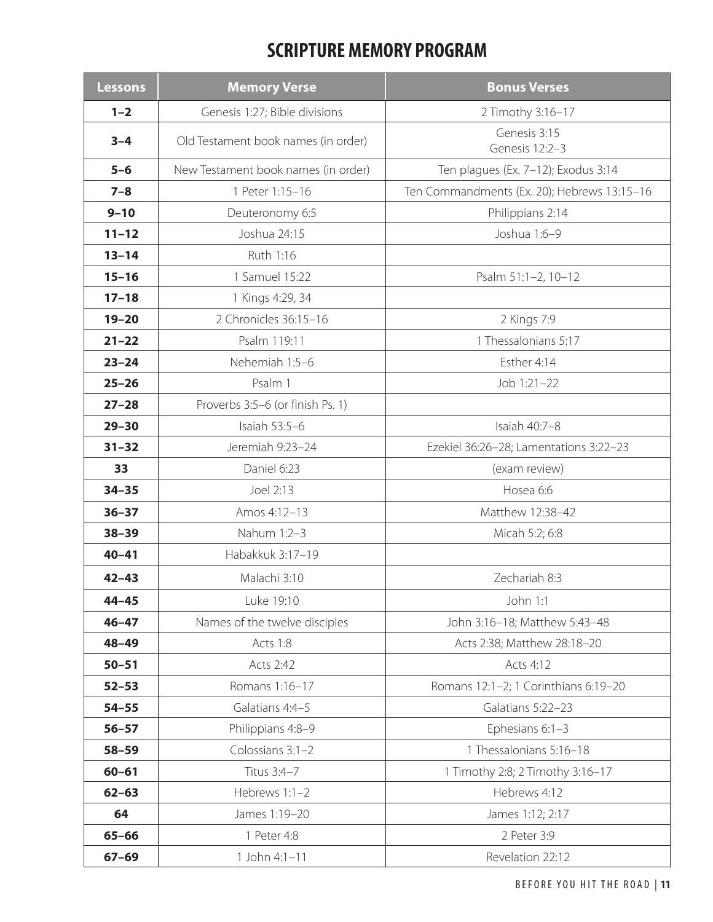# SCRIPTURE MEMORY PROGRAM

| Lessons | Memory Verse | Bonus Verses |
|---|---|---|
| **1–2** | Genesis 1:27; Bible divisions | 2 Timothy 3:16–17 |
| **3–4** | Old Testament book names (in order) | Genesis 3:15<br>Genesis 12:2–3 |
| **5–6** | New Testament book names (in order) | Ten plagues (Ex. 7–12); Exodus 3:14 |
| **7–8** | 1 Peter 1:15–16 | Ten Commandments (Ex. 20); Hebrews 13:15–16 |
| **9–10** | Deuteronomy 6:5 | Philippians 2:14 |
| **11–12** | Joshua 24:15 | Joshua 1:6–9 |
| **13–14** | Ruth 1:16 | |
| **15–16** | 1 Samuel 15:22 | Psalm 51:1–2, 10–12 |
| **17–18** | 1 Kings 4:29, 34 | |
| **19–20** | 2 Chronicles 36:15–16 | 2 Kings 7:9 |
| **21–22** | Psalm 119:11 | 1 Thessalonians 5:17 |
| **23–24** | Nehemiah 1:5–6 | Esther 4:14 |
| **25–26** | Psalm 1 | Job 1:21–22 |
| **27–28** | Proverbs 3:5–6 (or finish Ps. 1) | |
| **29–30** | Isaiah 53:5–6 | Isaiah 40:7–8 |
| **31–32** | Jeremiah 9:23–24 | Ezekiel 36:26–28; Lamentations 3:22–23 |
| **33** | Daniel 6:23 | (exam review) |
| **34–35** | Joel 2:13 | Hosea 6:6 |
| **36–37** | Amos 4:12–13 | Matthew 12:38–42 |
| **38–39** | Nahum 1:2–3 | Micah 5:2; 6:8 |
| **40–41** | Habakkuk 3:17–19 | |
| **42–43** | Malachi 3:10 | Zechariah 8:3 |
| **44–45** | Luke 19:10 | John 1:1 |
| **46–47** | Names of the twelve disciples | John 3:16–18; Matthew 5:43–48 |
| **48–49** | Acts 1:8 | Acts 2:38; Matthew 28:18–20 |
| **50–51** | Acts 2:42 | Acts 4:12 |
| **52–53** | Romans 1:16–17 | Romans 12:1–2; 1 Corinthians 6:19–20 |
| **54–55** | Galatians 4:4–5 | Galatians 5:22–23 |
| **56–57** | Philippians 4:8–9 | Ephesians 6:1–3 |
| **58–59** | Colossians 3:1–2 | 1 Thessalonians 5:16–18 |
| **60–61** | Titus 3:4–7 | 1 Timothy 2:8; 2 Timothy 3:16–17 |
| **62–63** | Hebrews 1:1–2 | Hebrews 4:12 |
| **64** | James 1:19–20 | James 1:12; 2:17 |
| **65–66** | 1 Peter 4:8 | 2 Peter 3:9 |
| **67–69** | 1 John 4:1–11 | Revelation 22:12 |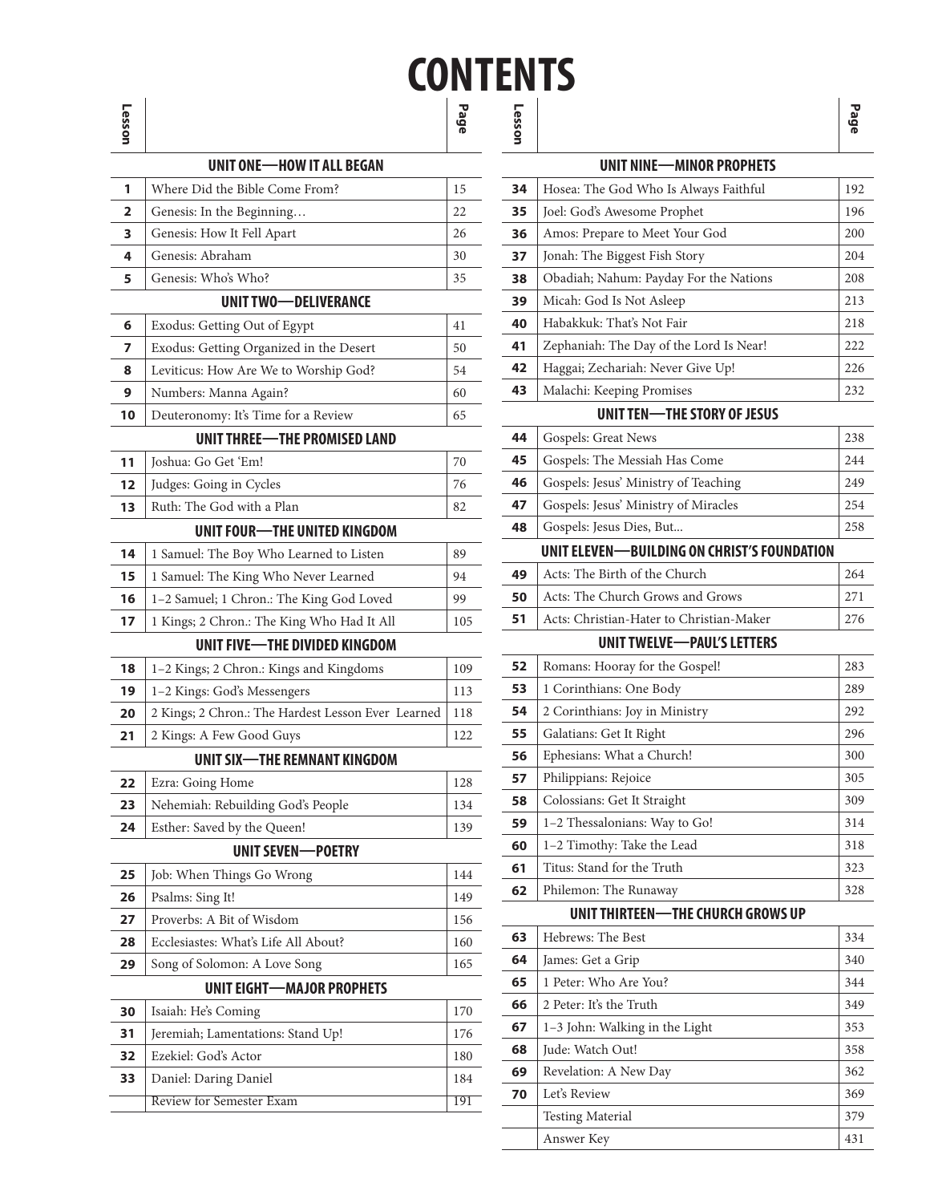# CONTENTS

| Lesson | | Page |
|---|---|---|
| **UNIT ONE—HOW IT ALL BEGAN** | | |
| 1 | Where Did the Bible Come From? | 15 |
| 2 | Genesis: In the Beginning… | 22 |
| 3 | Genesis: How It Fell Apart | 26 |
| 4 | Genesis: Abraham | 30 |
| 5 | Genesis: Who's Who? | 35 |
| **UNIT TWO—DELIVERANCE** | | |
| 6 | Exodus: Getting Out of Egypt | 41 |
| 7 | Exodus: Getting Organized in the Desert | 50 |
| 8 | Leviticus: How Are We to Worship God? | 54 |
| 9 | Numbers: Manna Again? | 60 |
| 10 | Deuteronomy: It's Time for a Review | 65 |
| **UNIT THREE—THE PROMISED LAND** | | |
| 11 | Joshua: Go Get 'Em! | 70 |
| 12 | Judges: Going in Cycles | 76 |
| 13 | Ruth: The God with a Plan | 82 |
| **UNIT FOUR—THE UNITED KINGDOM** | | |
| 14 | 1 Samuel: The Boy Who Learned to Listen | 89 |
| 15 | 1 Samuel: The King Who Never Learned | 94 |
| 16 | 1–2 Samuel; 1 Chron.: The King God Loved | 99 |
| 17 | 1 Kings; 2 Chron.: The King Who Had It All | 105 |
| **UNIT FIVE—THE DIVIDED KINGDOM** | | |
| 18 | 1–2 Kings; 2 Chron.: Kings and Kingdoms | 109 |
| 19 | 1–2 Kings: God's Messengers | 113 |
| 20 | 2 Kings; 2 Chron.: The Hardest Lesson Ever Learned | 118 |
| 21 | 2 Kings: A Few Good Guys | 122 |
| **UNIT SIX—THE REMNANT KINGDOM** | | |
| 22 | Ezra: Going Home | 128 |
| 23 | Nehemiah: Rebuilding God's People | 134 |
| 24 | Esther: Saved by the Queen! | 139 |
| **UNIT SEVEN—POETRY** | | |
| 25 | Job: When Things Go Wrong | 144 |
| 26 | Psalms: Sing It! | 149 |
| 27 | Proverbs: A Bit of Wisdom | 156 |
| 28 | Ecclesiastes: What's Life All About? | 160 |
| 29 | Song of Solomon: A Love Song | 165 |
| **UNIT EIGHT—MAJOR PROPHETS** | | |
| 30 | Isaiah: He's Coming | 170 |
| 31 | Jeremiah; Lamentations: Stand Up! | 176 |
| 32 | Ezekiel: God's Actor | 180 |
| 33 | Daniel: Daring Daniel | 184 |
| | Review for Semester Exam | 191 |

| Lesson | | Page |
|---|---|---|
| **UNIT NINE—MINOR PROPHETS** | | |
| 34 | Hosea: The God Who Is Always Faithful | 192 |
| 35 | Joel: God's Awesome Prophet | 196 |
| 36 | Amos: Prepare to Meet Your God | 200 |
| 37 | Jonah: The Biggest Fish Story | 204 |
| 38 | Obadiah; Nahum: Payday For the Nations | 208 |
| 39 | Micah: God Is Not Asleep | 213 |
| 40 | Habakkuk: That's Not Fair | 218 |
| 41 | Zephaniah: The Day of the Lord Is Near! | 222 |
| 42 | Haggai; Zechariah: Never Give Up! | 226 |
| 43 | Malachi: Keeping Promises | 232 |
| **UNIT TEN—THE STORY OF JESUS** | | |
| 44 | Gospels: Great News | 238 |
| 45 | Gospels: The Messiah Has Come | 244 |
| 46 | Gospels: Jesus' Ministry of Teaching | 249 |
| 47 | Gospels: Jesus' Ministry of Miracles | 254 |
| 48 | Gospels: Jesus Dies, But... | 258 |
| **UNIT ELEVEN—BUILDING ON CHRIST'S FOUNDATION** | | |
| 49 | Acts: The Birth of the Church | 264 |
| 50 | Acts: The Church Grows and Grows | 271 |
| 51 | Acts: Christian-Hater to Christian-Maker | 276 |
| **UNIT TWELVE—PAUL'S LETTERS** | | |
| 52 | Romans: Hooray for the Gospel! | 283 |
| 53 | 1 Corinthians: One Body | 289 |
| 54 | 2 Corinthians: Joy in Ministry | 292 |
| 55 | Galatians: Get It Right | 296 |
| 56 | Ephesians: What a Church! | 300 |
| 57 | Philippians: Rejoice | 305 |
| 58 | Colossians: Get It Straight | 309 |
| 59 | 1–2 Thessalonians: Way to Go! | 314 |
| 60 | 1–2 Timothy: Take the Lead | 318 |
| 61 | Titus: Stand for the Truth | 323 |
| 62 | Philemon: The Runaway | 328 |
| **UNIT THIRTEEN—THE CHURCH GROWS UP** | | |
| 63 | Hebrews: The Best | 334 |
| 64 | James: Get a Grip | 340 |
| 65 | 1 Peter: Who Are You? | 344 |
| 66 | 2 Peter: It's the Truth | 349 |
| 67 | 1–3 John: Walking in the Light | 353 |
| 68 | Jude: Watch Out! | 358 |
| 69 | Revelation: A New Day | 362 |
| 70 | Let's Review | 369 |
| | Testing Material | 379 |
| | Answer Key | 431 |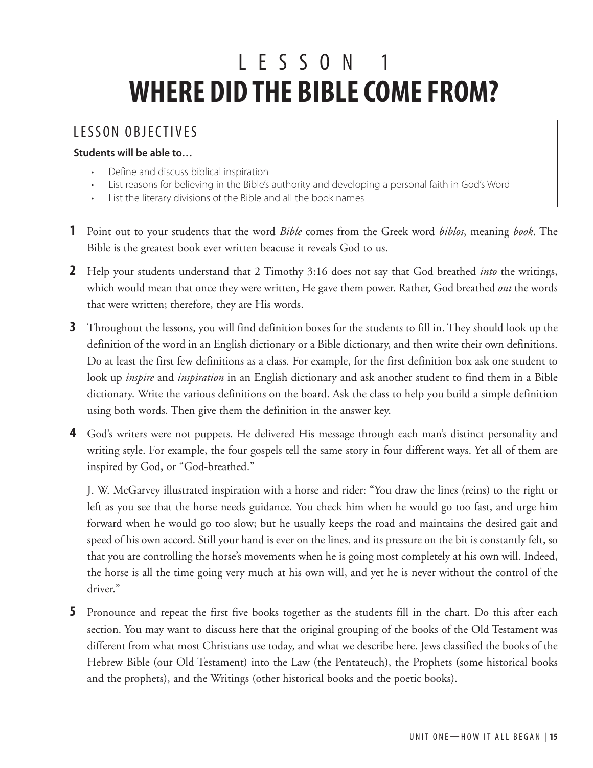# LESSON 1
# WHERE DID THE BIBLE COME FROM?

## LESSON OBJECTIVES

**Students will be able to…**

- Define and discuss biblical inspiration
- List reasons for believing in the Bible's authority and developing a personal faith in God's Word
- List the literary divisions of the Bible and all the book names

**1** Point out to your students that the word *Bible* comes from the Greek word *biblos*, meaning *book*. The Bible is the greatest book ever written beacuse it reveals God to us.

**2** Help your students understand that 2 Timothy 3:16 does not say that God breathed *into* the writings, which would mean that once they were written, He gave them power. Rather, God breathed *out* the words that were written; therefore, they are His words.

**3** Throughout the lessons, you will find definition boxes for the students to fill in. They should look up the definition of the word in an English dictionary or a Bible dictionary, and then write their own definitions. Do at least the first few definitions as a class. For example, for the first definition box ask one student to look up *inspire* and *inspiration* in an English dictionary and ask another student to find them in a Bible dictionary. Write the various definitions on the board. Ask the class to help you build a simple definition using both words. Then give them the definition in the answer key.

**4** God's writers were not puppets. He delivered His message through each man's distinct personality and writing style. For example, the four gospels tell the same story in four different ways. Yet all of them are inspired by God, or "God-breathed."

J. W. McGarvey illustrated inspiration with a horse and rider: "You draw the lines (reins) to the right or left as you see that the horse needs guidance. You check him when he would go too fast, and urge him forward when he would go too slow; but he usually keeps the road and maintains the desired gait and speed of his own accord. Still your hand is ever on the lines, and its pressure on the bit is constantly felt, so that you are controlling the horse's movements when he is going most completely at his own will. Indeed, the horse is all the time going very much at his own will, and yet he is never without the control of the driver."

**5** Pronounce and repeat the first five books together as the students fill in the chart. Do this after each section. You may want to discuss here that the original grouping of the books of the Old Testament was different from what most Christians use today, and what we describe here. Jews classified the books of the Hebrew Bible (our Old Testament) into the Law (the Pentateuch), the Prophets (some historical books and the prophets), and the Writings (other historical books and the poetic books).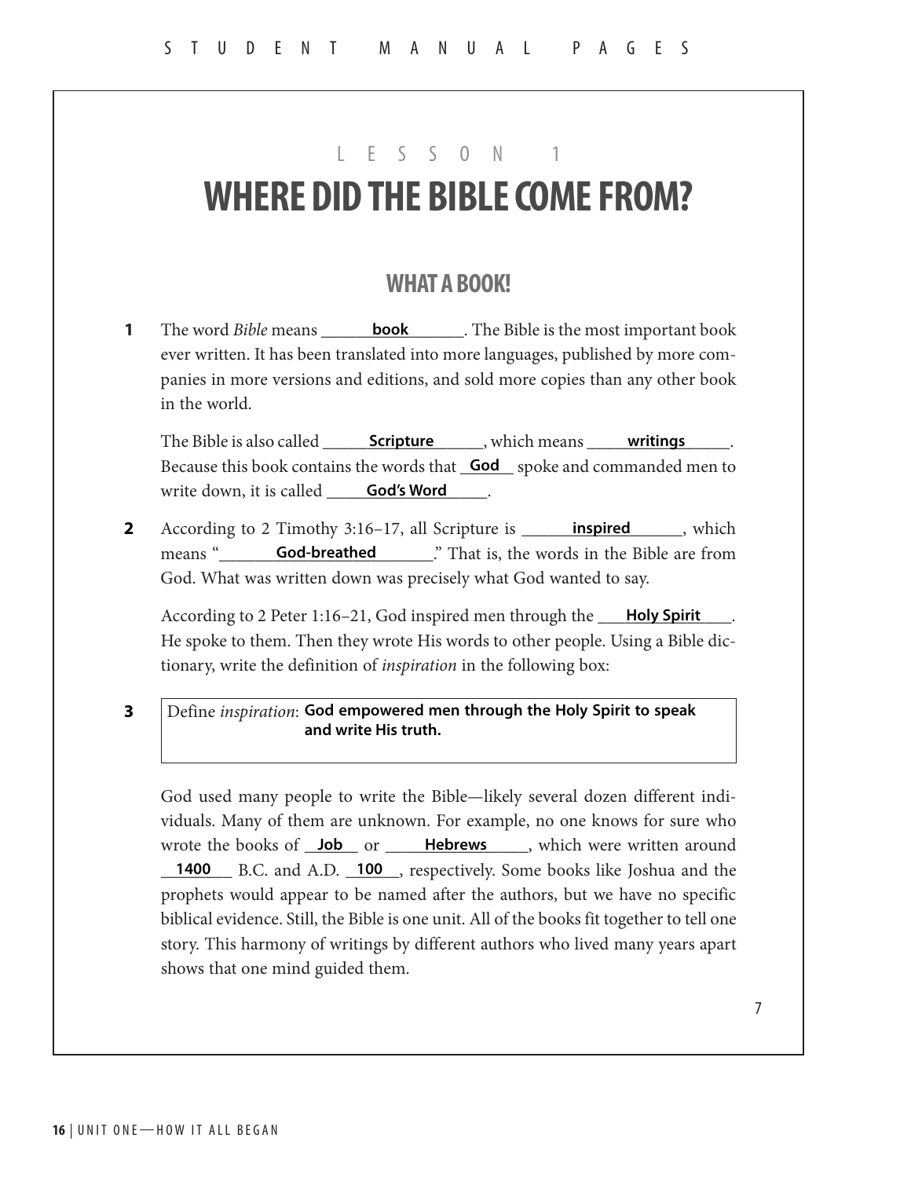# LESSON 1

# WHERE DID THE BIBLE COME FROM?

## WHAT A BOOK!

**1** The word *Bible* means ______**book**______. The Bible is the most important book ever written. It has been translated into more languages, published by more companies in more versions and editions, and sold more copies than any other book in the world.

The Bible is also called ______**Scripture**______, which means ______**writings**______. Because this book contains the words that ___**God**___ spoke and commanded men to write down, it is called ______**God's Word**______.

**2** According to 2 Timothy 3:16–17, all Scripture is ______**inspired**______, which means "______**God-breathed**______." That is, the words in the Bible are from God. What was written down was precisely what God wanted to say.

According to 2 Peter 1:16–21, God inspired men through the ___**Holy Spirit**___. He spoke to them. Then they wrote His words to other people. Using a Bible dictionary, write the definition of *inspiration* in the following box:

**3**

| Define *inspiration*: **God empowered men through the Holy Spirit to speak and write His truth.** |
|---|

God used many people to write the Bible—likely several dozen different individuals. Many of them are unknown. For example, no one knows for sure who wrote the books of ___**Job**___ or ______**Hebrews**______, which were written around ___**1400**___ B.C. and A.D. ___**100**___, respectively. Some books like Joshua and the prophets would appear to be named after the authors, but we have no specific biblical evidence. Still, the Bible is one unit. All of the books fit together to tell one story. This harmony of writings by different authors who lived many years apart shows that one mind guided them.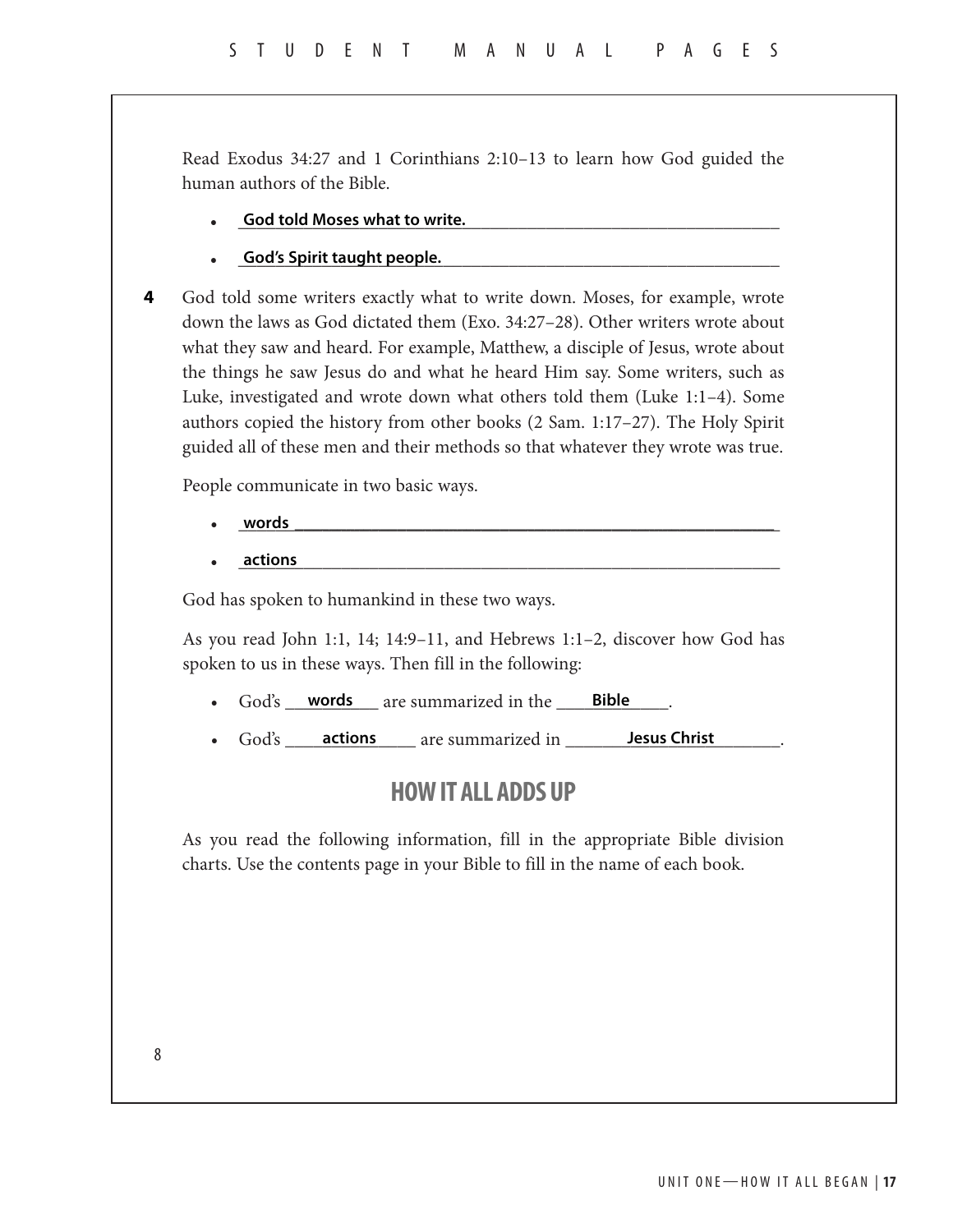Read Exodus 34:27 and 1 Corinthians 2:10–13 to learn how God guided the human authors of the Bible.

- **God told Moses what to write.**
- **God's Spirit taught people.**

**4** God told some writers exactly what to write down. Moses, for example, wrote down the laws as God dictated them (Exo. 34:27–28). Other writers wrote about what they saw and heard. For example, Matthew, a disciple of Jesus, wrote about the things he saw Jesus do and what he heard Him say. Some writers, such as Luke, investigated and wrote down what others told them (Luke 1:1–4). Some authors copied the history from other books (2 Sam. 1:17–27). The Holy Spirit guided all of these men and their methods so that whatever they wrote was true.

People communicate in two basic ways.

- **words**
- **actions**

God has spoken to humankind in these two ways.

As you read John 1:1, 14; 14:9–11, and Hebrews 1:1–2, discover how God has spoken to us in these ways. Then fill in the following:

- God's **words** are summarized in the **Bible**.
- God's **actions** are summarized in **Jesus Christ**.

## HOW IT ALL ADDS UP

As you read the following information, fill in the appropriate Bible division charts. Use the contents page in your Bible to fill in the name of each book.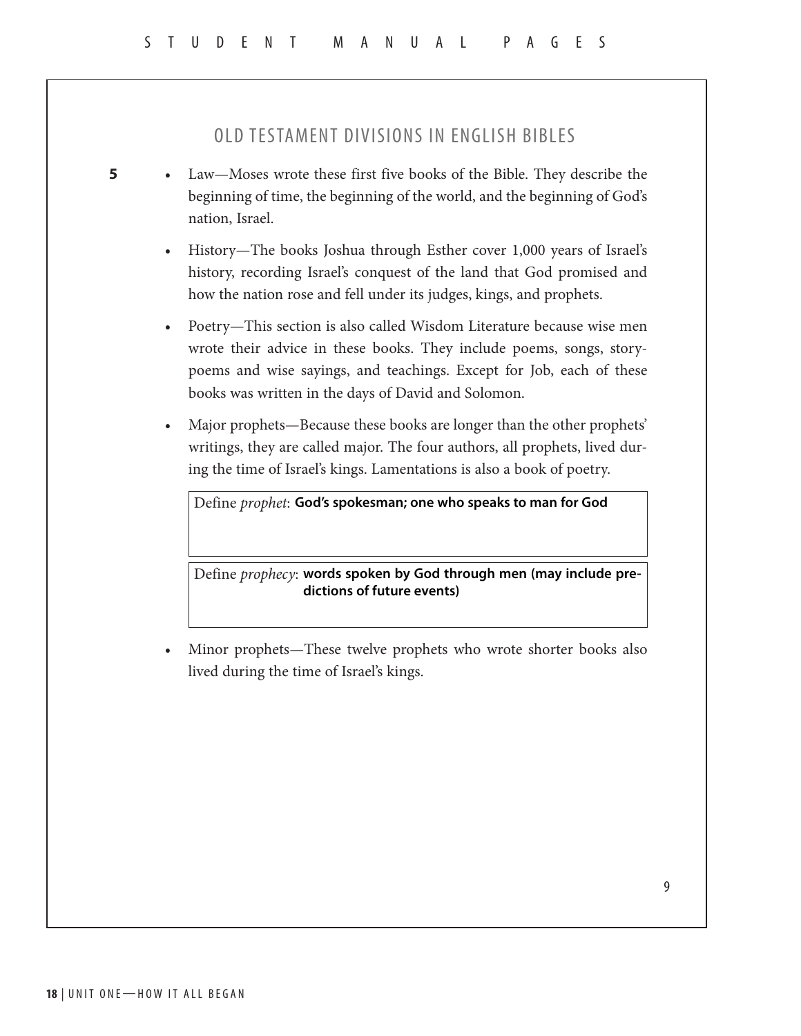## OLD TESTAMENT DIVISIONS IN ENGLISH BIBLES

**5**

- Law—Moses wrote these first five books of the Bible. They describe the beginning of time, the beginning of the world, and the beginning of God's nation, Israel.
- History—The books Joshua through Esther cover 1,000 years of Israel's history, recording Israel's conquest of the land that God promised and how the nation rose and fell under its judges, kings, and prophets.
- Poetry—This section is also called Wisdom Literature because wise men wrote their advice in these books. They include poems, songs, story-poems and wise sayings, and teachings. Except for Job, each of these books was written in the days of David and Solomon.
- Major prophets—Because these books are longer than the other prophets' writings, they are called major. The four authors, all prophets, lived during the time of Israel's kings. Lamentations is also a book of poetry.

Define *prophet*: **God's spokesman; one who speaks to man for God**

Define *prophecy*: **words spoken by God through men (may include predictions of future events)**

- Minor prophets—These twelve prophets who wrote shorter books also lived during the time of Israel's kings.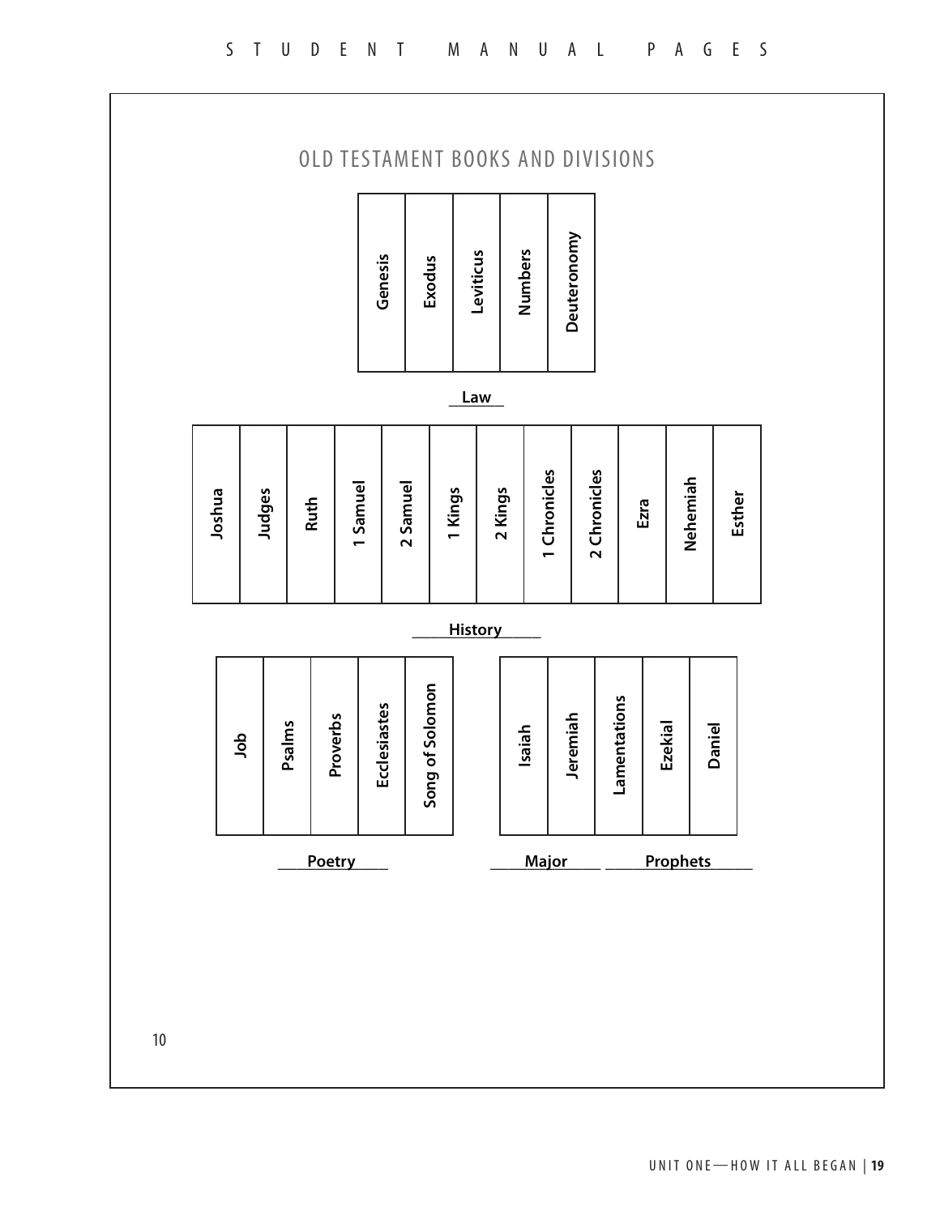## OLD TESTAMENT BOOKS AND DIVISIONS

| Genesis | Exodus | Leviticus | Numbers | Deuteronomy |
|---|---|---|---|---|

**Law**

| Joshua | Judges | Ruth | 1 Samuel | 2 Samuel | 1 Kings | 2 Kings | 1 Chronicles | 2 Chronicles | Ezra | Nehemiah | Esther |
|---|---|---|---|---|---|---|---|---|---|---|---|

**History**

| Job | Psalms | Proverbs | Ecclesiastes | Song of Solomon |
|---|---|---|---|---|

**Poetry**

| Isaiah | Jeremiah | Lamentations | Ezekial | Daniel |
|---|---|---|---|---|

**Major Prophets**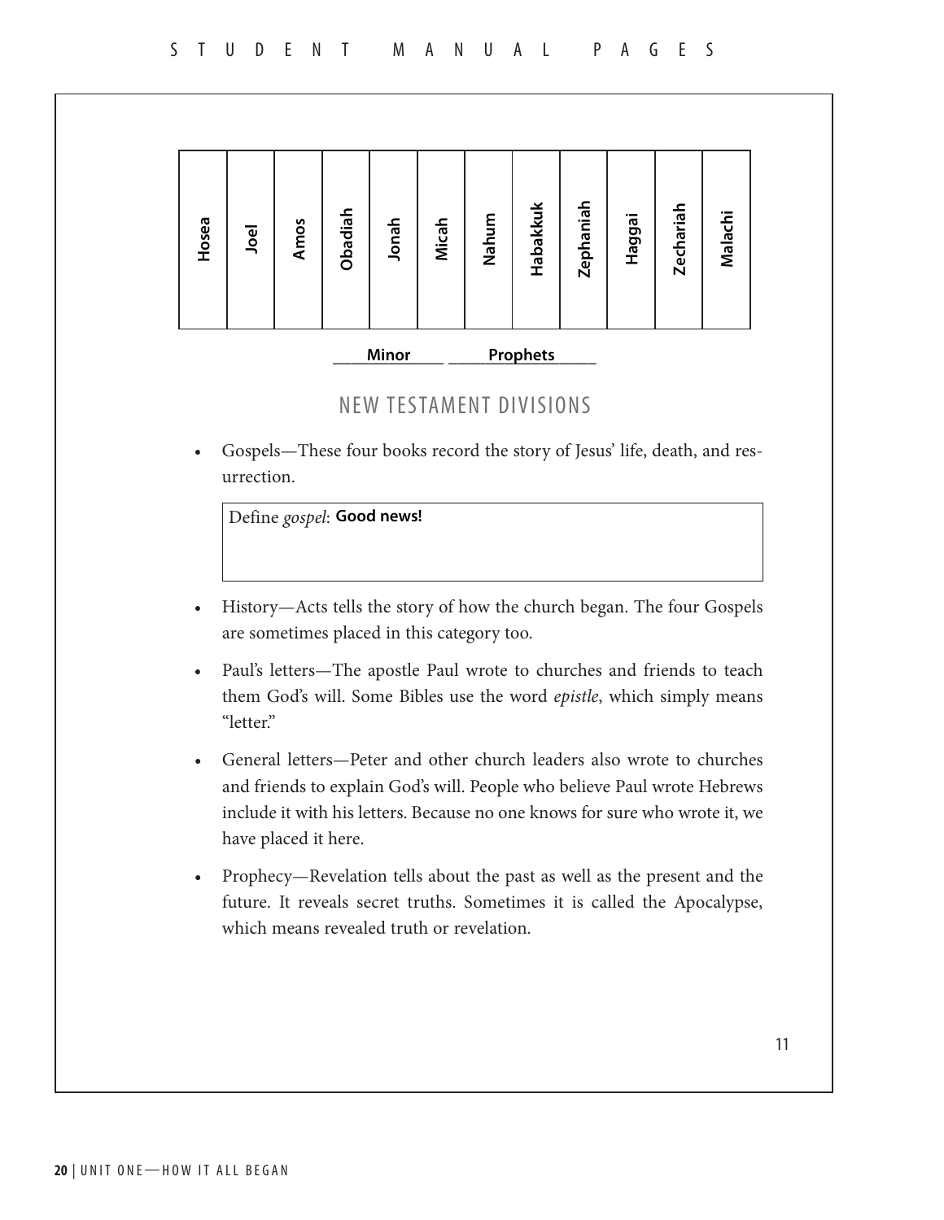| Hosea | Joel | Amos | Obadiah | Jonah | Micah | Nahum | Habakkuk | Zephaniah | Haggai | Zechariah | Malachi |
|---|---|---|---|---|---|---|---|---|---|---|---|

**Minor** **Prophets**

## NEW TESTAMENT DIVISIONS

- Gospels—These four books record the story of Jesus' life, death, and resurrection.

Define *gospel*: **Good news!**

- History—Acts tells the story of how the church began. The four Gospels are sometimes placed in this category too.
- Paul's letters—The apostle Paul wrote to churches and friends to teach them God's will. Some Bibles use the word *epistle*, which simply means "letter."
- General letters—Peter and other church leaders also wrote to churches and friends to explain God's will. People who believe Paul wrote Hebrews include it with his letters. Because no one knows for sure who wrote it, we have placed it here.
- Prophecy—Revelation tells about the past as well as the present and the future. It reveals secret truths. Sometimes it is called the Apocalypse, which means revealed truth or revelation.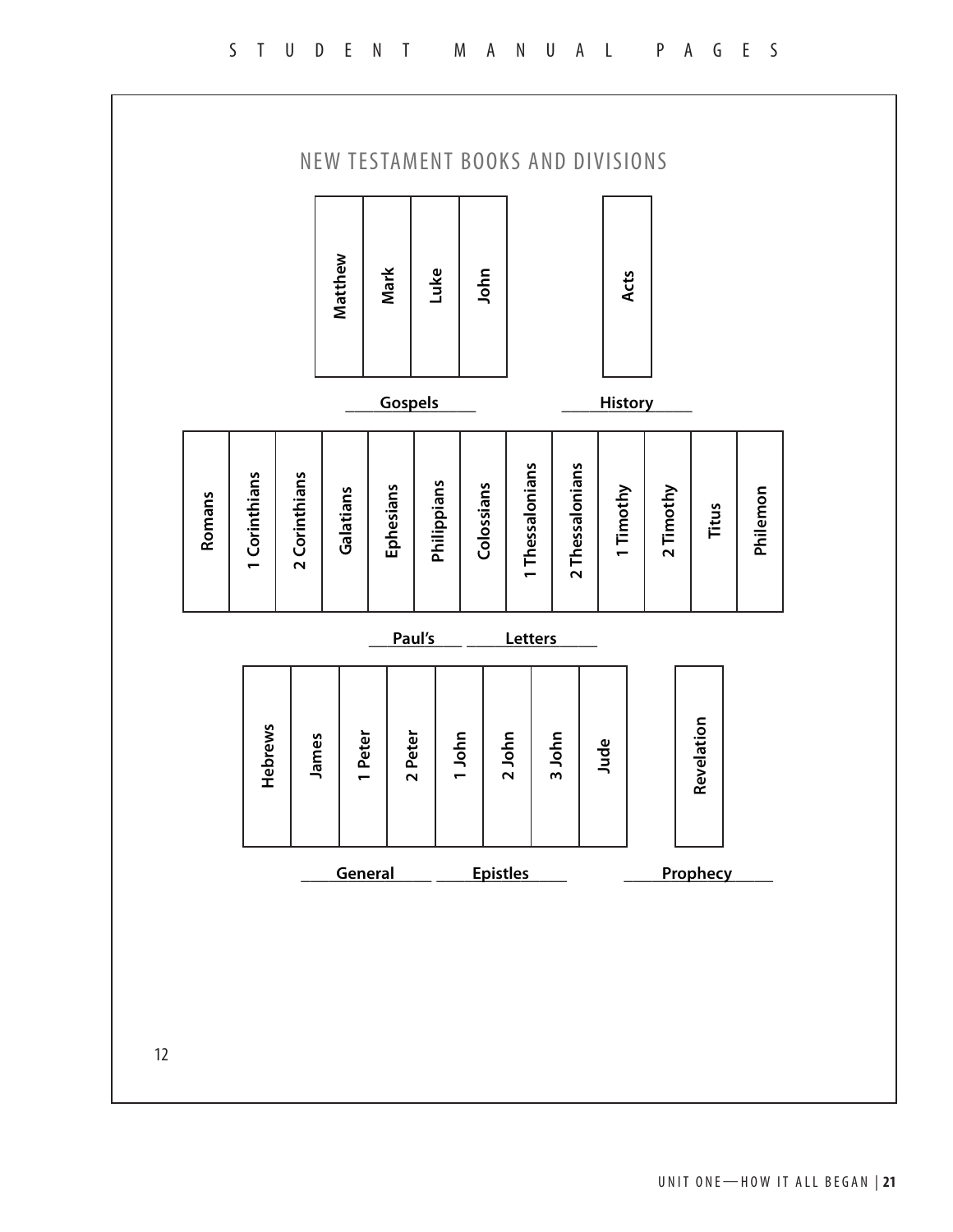# NEW TESTAMENT BOOKS AND DIVISIONS

| Matthew | Mark | Luke | John |
|---|---|---|---|

**Gospels**

| Acts |
|---|

**History**

| Romans | 1 Corinthians | 2 Corinthians | Galatians | Ephesians | Philippians | Colossians | 1 Thessalonians | 2 Thessalonians | 1 Timothy | 2 Timothy | Titus | Philemon |
|---|---|---|---|---|---|---|---|---|---|---|---|---|

**Paul's Letters**

| Hebrews | James | 1 Peter | 2 Peter | 1 John | 2 John | 3 John | Jude |
|---|---|---|---|---|---|---|---|

**General Epistles**

| Revelation |
|---|

**Prophecy**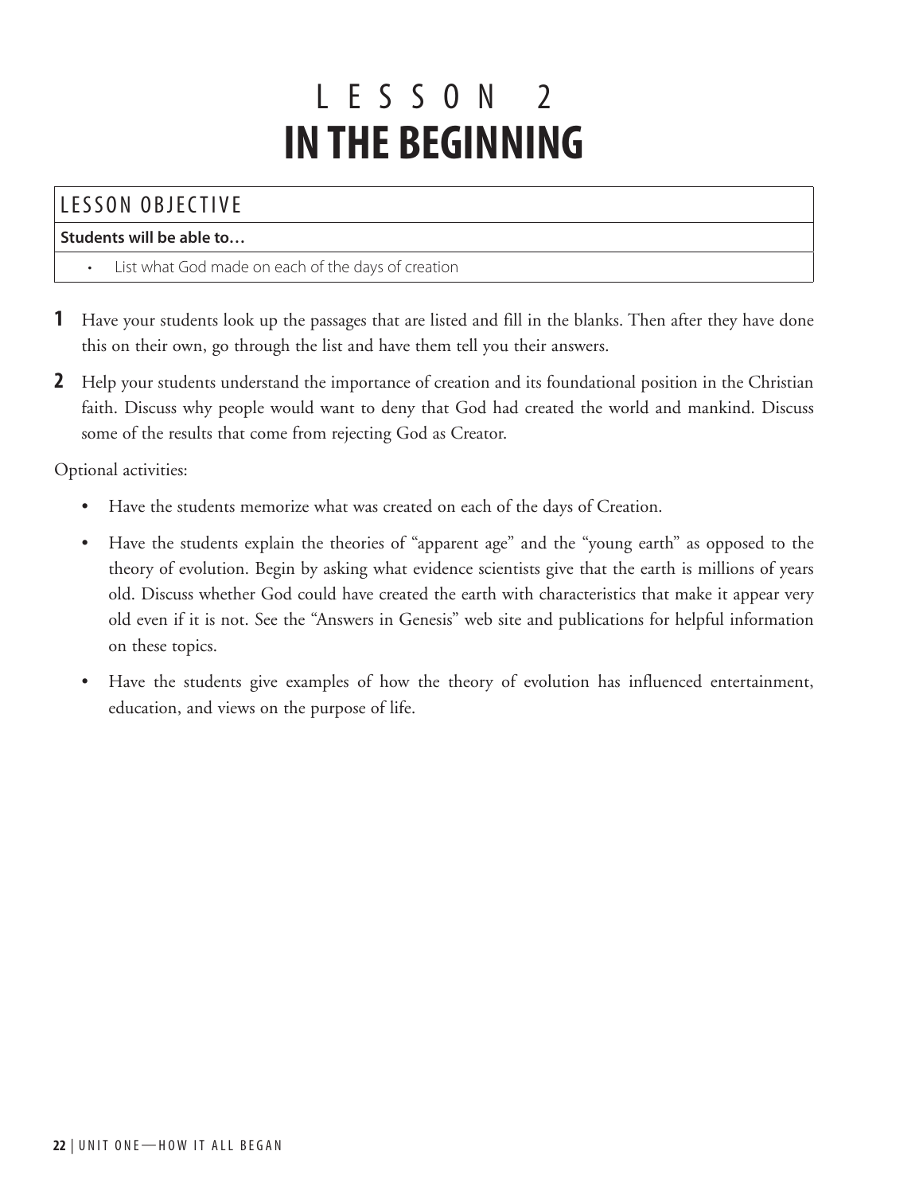# LESSON 2
# IN THE BEGINNING

## LESSON OBJECTIVE

**Students will be able to…**

- List what God made on each of the days of creation

**1** Have your students look up the passages that are listed and fill in the blanks. Then after they have done this on their own, go through the list and have them tell you their answers.

**2** Help your students understand the importance of creation and its foundational position in the Christian faith. Discuss why people would want to deny that God had created the world and mankind. Discuss some of the results that come from rejecting God as Creator.

Optional activities:

- Have the students memorize what was created on each of the days of Creation.
- Have the students explain the theories of "apparent age" and the "young earth" as opposed to the theory of evolution. Begin by asking what evidence scientists give that the earth is millions of years old. Discuss whether God could have created the earth with characteristics that make it appear very old even if it is not. See the "Answers in Genesis" web site and publications for helpful information on these topics.
- Have the students give examples of how the theory of evolution has influenced entertainment, education, and views on the purpose of life.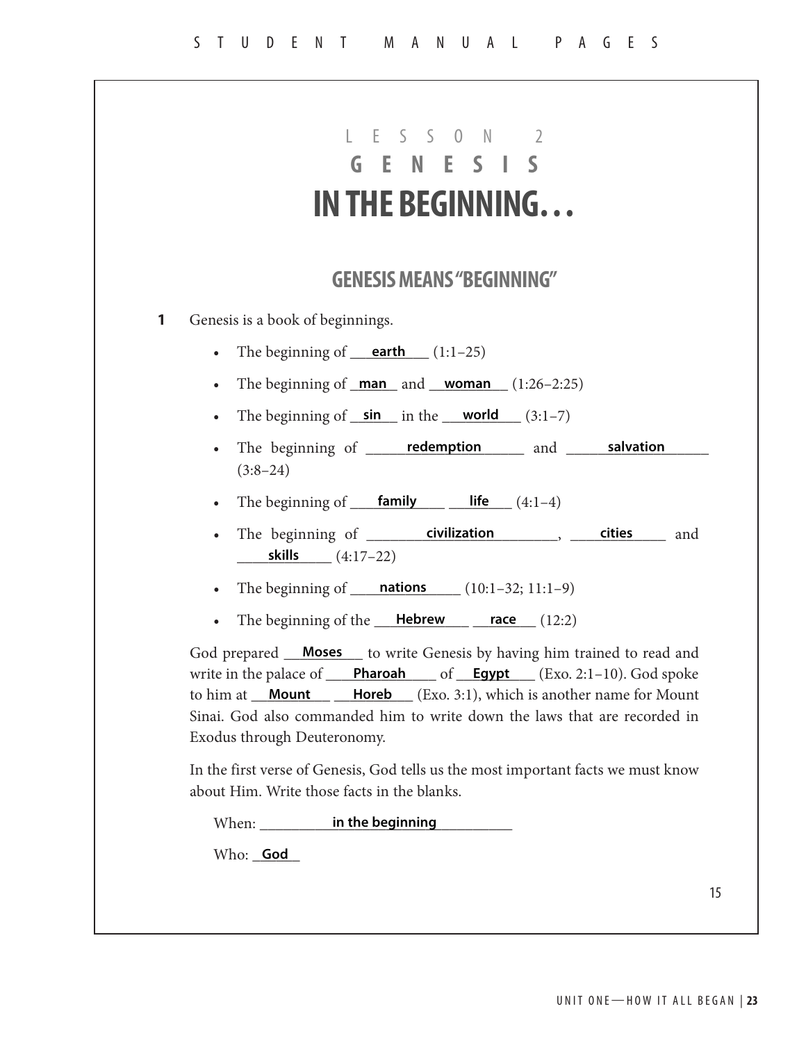# LESSON 2
# GENESIS
# IN THE BEGINNING…

## GENESIS MEANS "BEGINNING"

**1** Genesis is a book of beginnings.

- The beginning of \_\_\_**earth**\_\_\_ (1:1–25)
- The beginning of \_**man**\_ and \_\_**woman**\_\_ (1:26–2:25)
- The beginning of \_**sin**\_ in the \_\_**world**\_\_ (3:1–7)
- The beginning of \_\_\_\_**redemption**\_\_\_\_ and \_\_\_\_**salvation**\_\_\_\_ (3:8–24)
- The beginning of \_\_**family**\_\_ \_\_**life**\_\_ (4:1–4)
- The beginning of \_\_\_\_**civilization**\_\_\_\_, \_\_\_**cities**\_\_\_ and \_\_\_**skills**\_\_\_ (4:17–22)
- The beginning of \_\_\_**nations**\_\_\_ (10:1–32; 11:1–9)
- The beginning of the \_\_**Hebrew**\_\_ \_\_**race**\_\_ (12:2)

God prepared \_\_**Moses**\_\_ to write Genesis by having him trained to read and write in the palace of \_\_**Pharoah**\_\_ of \_\_**Egypt**\_\_ (Exo. 2:1–10). God spoke to him at \_\_**Mount**\_\_ \_\_**Horeb**\_\_ (Exo. 3:1), which is another name for Mount Sinai. God also commanded him to write down the laws that are recorded in Exodus through Deuteronomy.

In the first verse of Genesis, God tells us the most important facts we must know about Him. Write those facts in the blanks.

When: \_\_\_\_**in the beginning**\_\_\_\_

Who: \_**God**\_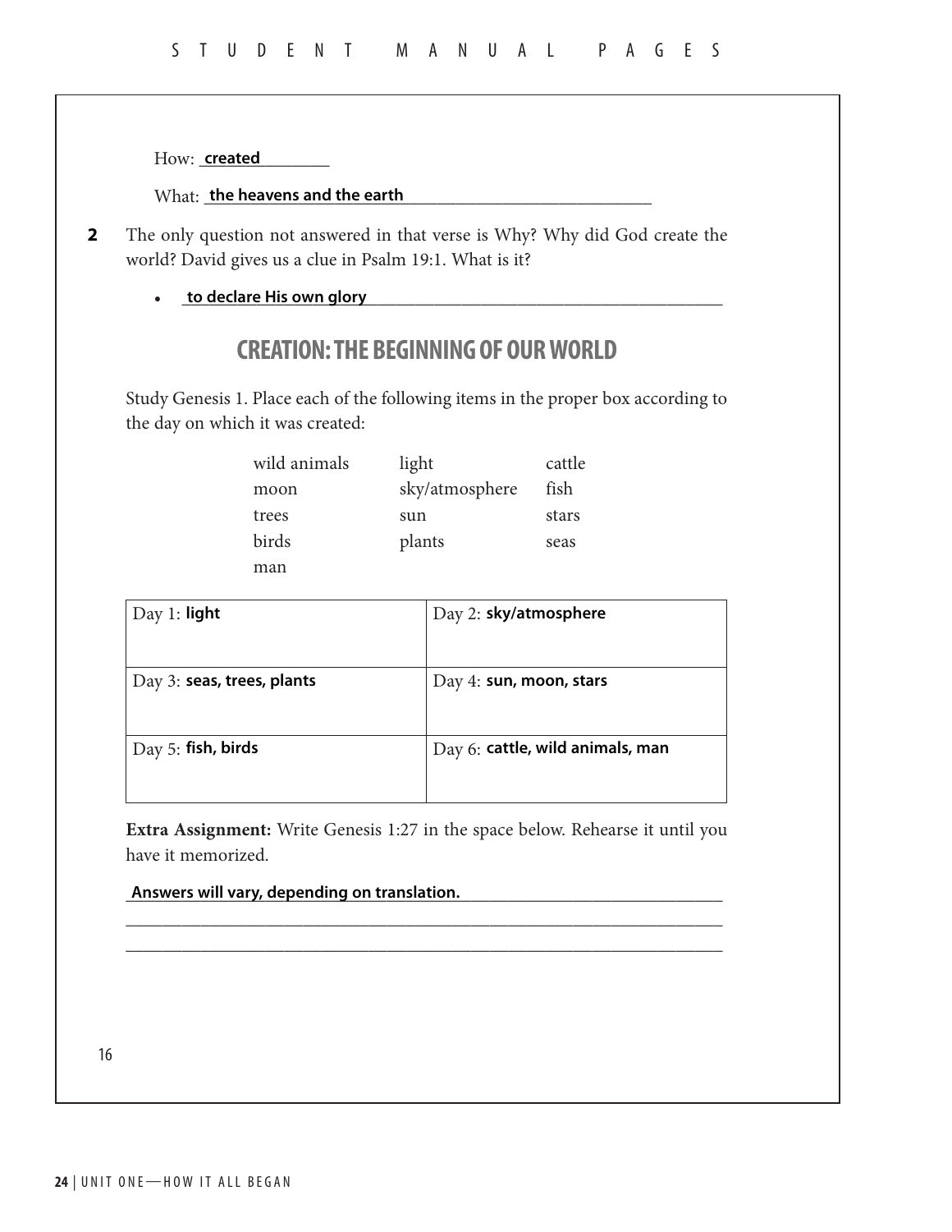How: **created**

What: **the heavens and the earth**

**2** The only question not answered in that verse is Why? Why did God create the world? David gives us a clue in Psalm 19:1. What is it?

- **to declare His own glory**

## CREATION: THE BEGINNING OF OUR WORLD

Study Genesis 1. Place each of the following items in the proper box according to the day on which it was created:

| | | |
|---|---|---|
| wild animals | light | cattle |
| moon | sky/atmosphere | fish |
| trees | sun | stars |
| birds | plants | seas |
| man | | |

| | |
|---|---|
| Day 1: **light** | Day 2: **sky/atmosphere** |
| Day 3: **seas, trees, plants** | Day 4: **sun, moon, stars** |
| Day 5: **fish, birds** | Day 6: **cattle, wild animals, man** |

**Extra Assignment:** Write Genesis 1:27 in the space below. Rehearse it until you have it memorized.

**Answers will vary, depending on translation.**

______________________________________________________________________

______________________________________________________________________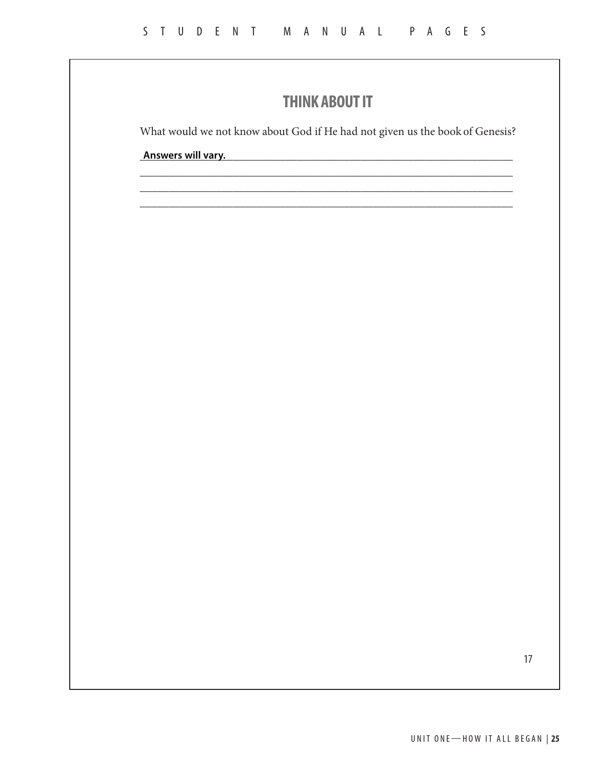## THINK ABOUT IT

What would we not know about God if He had not given us the book of Genesis?

**Answers will vary.**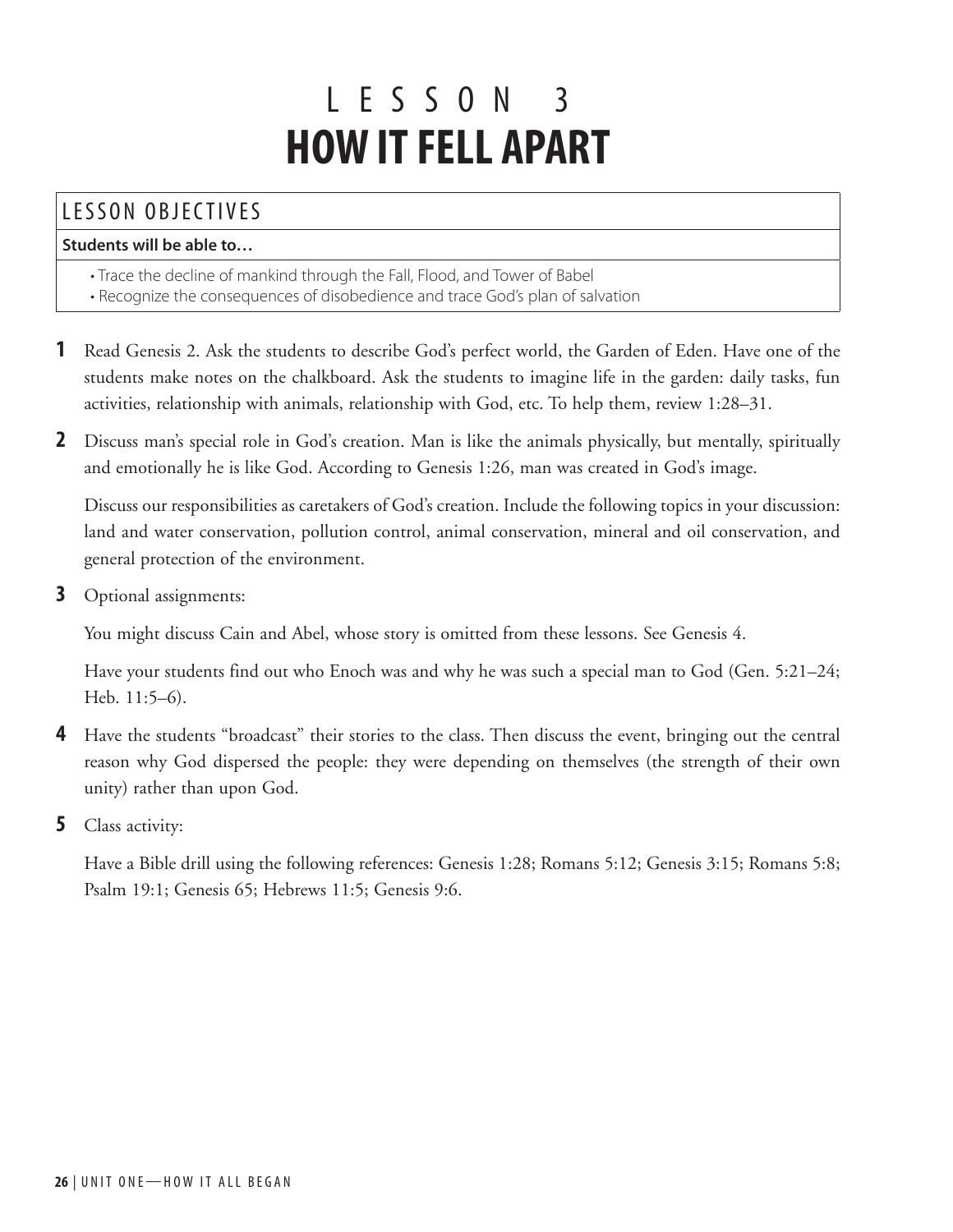# LESSON 3
# HOW IT FELL APART

## LESSON OBJECTIVES

**Students will be able to…**

- Trace the decline of mankind through the Fall, Flood, and Tower of Babel
- Recognize the consequences of disobedience and trace God's plan of salvation

**1** Read Genesis 2. Ask the students to describe God's perfect world, the Garden of Eden. Have one of the students make notes on the chalkboard. Ask the students to imagine life in the garden: daily tasks, fun activities, relationship with animals, relationship with God, etc. To help them, review 1:28–31.

**2** Discuss man's special role in God's creation. Man is like the animals physically, but mentally, spiritually and emotionally he is like God. According to Genesis 1:26, man was created in God's image.

Discuss our responsibilities as caretakers of God's creation. Include the following topics in your discussion: land and water conservation, pollution control, animal conservation, mineral and oil conservation, and general protection of the environment.

**3** Optional assignments:

You might discuss Cain and Abel, whose story is omitted from these lessons. See Genesis 4.

Have your students find out who Enoch was and why he was such a special man to God (Gen. 5:21–24; Heb. 11:5–6).

**4** Have the students "broadcast" their stories to the class. Then discuss the event, bringing out the central reason why God dispersed the people: they were depending on themselves (the strength of their own unity) rather than upon God.

**5** Class activity:

Have a Bible drill using the following references: Genesis 1:28; Romans 5:12; Genesis 3:15; Romans 5:8; Psalm 19:1; Genesis 65; Hebrews 11:5; Genesis 9:6.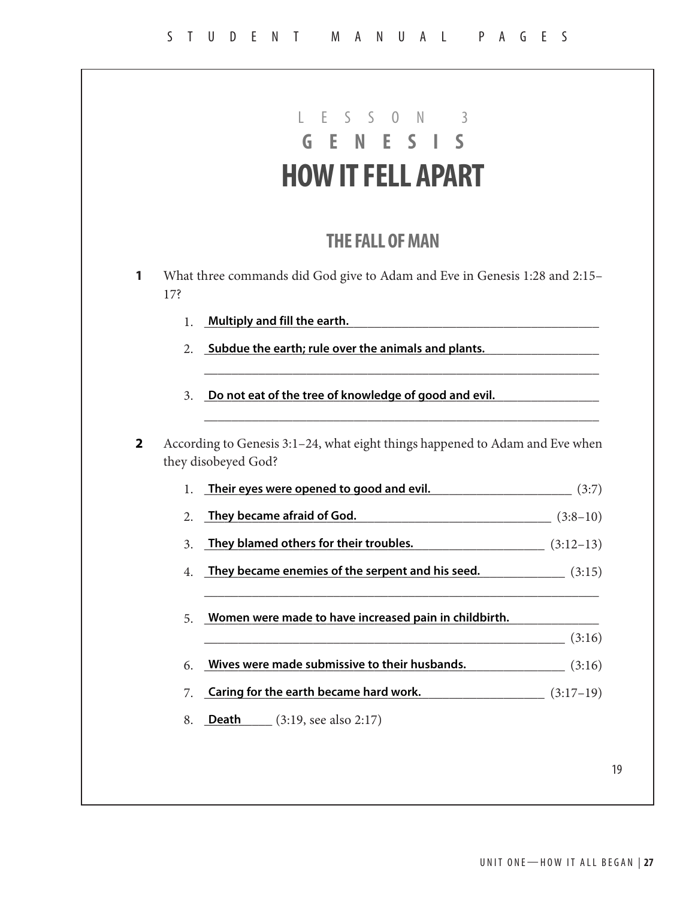# LESSON 3

# GENESIS

# HOW IT FELL APART

## THE FALL OF MAN

**1** What three commands did God give to Adam and Eve in Genesis 1:28 and 2:15–17?

1. **Multiply and fill the earth.**
2. **Subdue the earth; rule over the animals and plants.**
3. **Do not eat of the tree of knowledge of good and evil.**

**2** According to Genesis 3:1–24, what eight things happened to Adam and Eve when they disobeyed God?

1. **Their eyes were opened to good and evil.** (3:7)
2. **They became afraid of God.** (3:8–10)
3. **They blamed others for their troubles.** (3:12–13)
4. **They became enemies of the serpent and his seed.** (3:15)
5. **Women were made to have increased pain in childbirth.** (3:16)
6. **Wives were made submissive to their husbands.** (3:16)
7. **Caring for the earth became hard work.** (3:17–19)
8. **Death** (3:19, see also 2:17)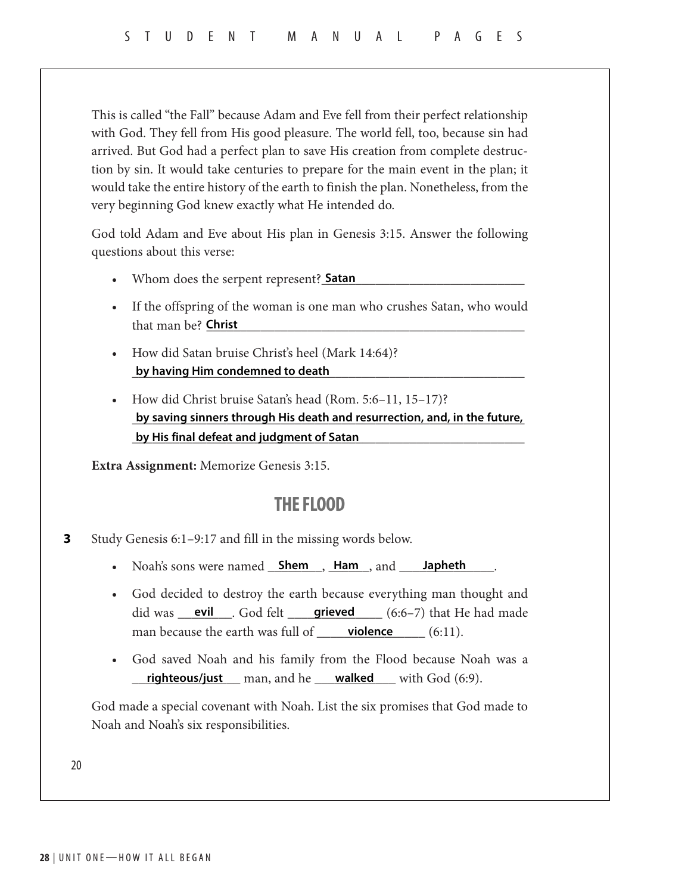This is called "the Fall" because Adam and Eve fell from their perfect relationship with God. They fell from His good pleasure. The world fell, too, because sin had arrived. But God had a perfect plan to save His creation from complete destruction by sin. It would take centuries to prepare for the main event in the plan; it would take the entire history of the earth to finish the plan. Nonetheless, from the very beginning God knew exactly what He intended do.

God told Adam and Eve about His plan in Genesis 3:15. Answer the following questions about this verse:

- Whom does the serpent represent? **Satan**
- If the offspring of the woman is one man who crushes Satan, who would that man be? **Christ**
- How did Satan bruise Christ's heel (Mark 14:64)?
  **by having Him condemned to death**
- How did Christ bruise Satan's head (Rom. 5:6–11, 15–17)?
  **by saving sinners through His death and resurrection, and, in the future, by His final defeat and judgment of Satan**

**Extra Assignment:** Memorize Genesis 3:15.

## THE FLOOD

**3** Study Genesis 6:1–9:17 and fill in the missing words below.

- Noah's sons were named **Shem**, **Ham**, and **Japheth**.
- God decided to destroy the earth because everything man thought and did was **evil**. God felt **grieved** (6:6–7) that He had made man because the earth was full of **violence** (6:11).
- God saved Noah and his family from the Flood because Noah was a **righteous/just** man, and he **walked** with God (6:9).

God made a special covenant with Noah. List the six promises that God made to Noah and Noah's six responsibilities.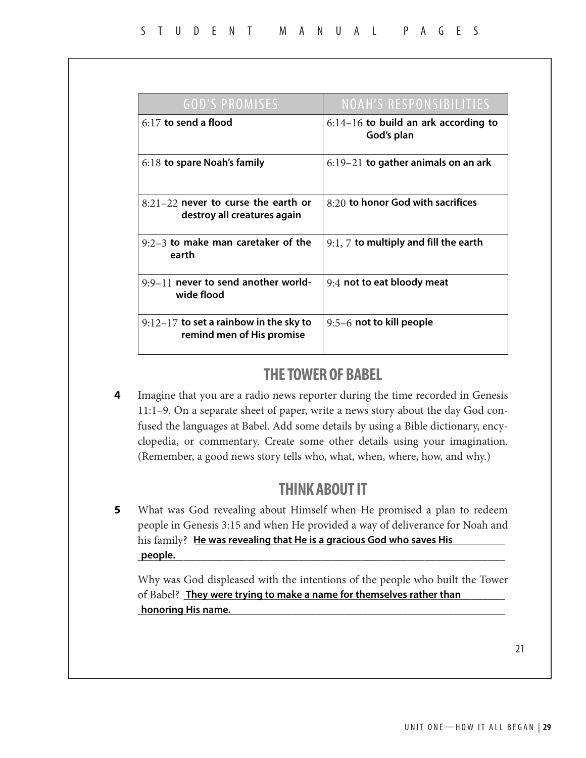| GOD'S PROMISES | NOAH'S RESPONSIBILITIES |
|---|---|
| 6:17 **to send a flood** | 6:14–16 **to build an ark according to God's plan** |
| 6:18 **to spare Noah's family** | 6:19–21 **to gather animals on an ark** |
| 8:21–22 **never to curse the earth or destroy all creatures again** | 8:20 **to honor God with sacrifices** |
| 9:2–3 **to make man caretaker of the earth** | 9:1, 7 **to multiply and fill the earth** |
| 9:9–11 **never to send another worldwide flood** | 9:4 **not to eat bloody meat** |
| 9:12–17 **to set a rainbow in the sky to remind men of His promise** | 9:5–6 **not to kill people** |

## THE TOWER OF BABEL

**4** Imagine that you are a radio news reporter during the time recorded in Genesis 11:1–9. On a separate sheet of paper, write a news story about the day God confused the languages at Babel. Add some details by using a Bible dictionary, encyclopedia, or commentary. Create some other details using your imagination. (Remember, a good news story tells who, what, when, where, how, and why.)

## THINK ABOUT IT

**5** What was God revealing about Himself when He promised a plan to redeem people in Genesis 3:15 and when He provided a way of deliverance for Noah and his family? **He was revealing that He is a gracious God who saves His people.**

Why was God displeased with the intentions of the people who built the Tower of Babel? **They were trying to make a name for themselves rather than honoring His name.**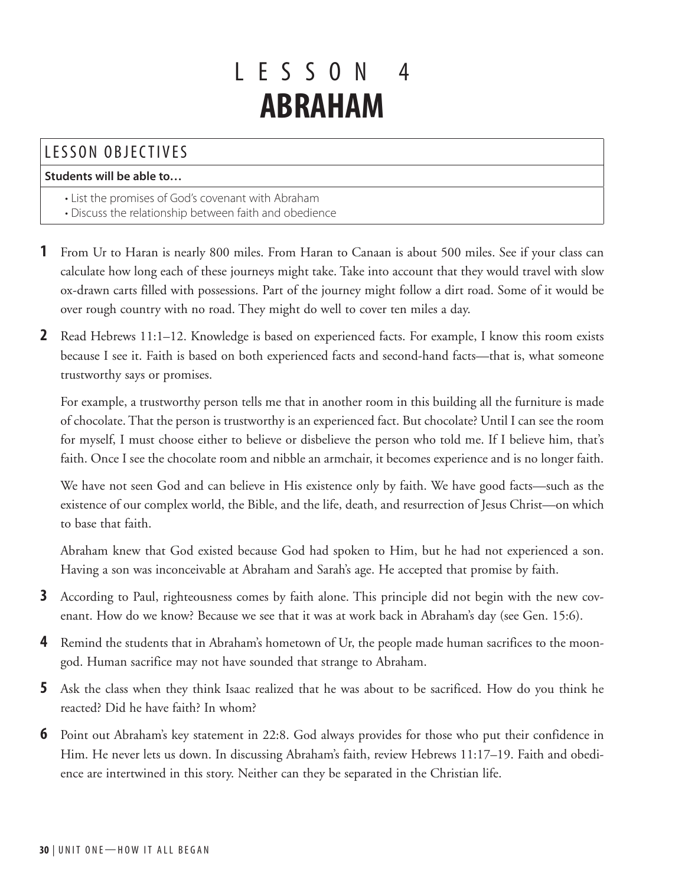# LESSON 4
# ABRAHAM

## LESSON OBJECTIVES

**Students will be able to…**

- List the promises of God's covenant with Abraham
- Discuss the relationship between faith and obedience

**1** From Ur to Haran is nearly 800 miles. From Haran to Canaan is about 500 miles. See if your class can calculate how long each of these journeys might take. Take into account that they would travel with slow ox-drawn carts filled with possessions. Part of the journey might follow a dirt road. Some of it would be over rough country with no road. They might do well to cover ten miles a day.

**2** Read Hebrews 11:1–12. Knowledge is based on experienced facts. For example, I know this room exists because I see it. Faith is based on both experienced facts and second-hand facts—that is, what someone trustworthy says or promises.

For example, a trustworthy person tells me that in another room in this building all the furniture is made of chocolate. That the person is trustworthy is an experienced fact. But chocolate? Until I can see the room for myself, I must choose either to believe or disbelieve the person who told me. If I believe him, that's faith. Once I see the chocolate room and nibble an armchair, it becomes experience and is no longer faith.

We have not seen God and can believe in His existence only by faith. We have good facts—such as the existence of our complex world, the Bible, and the life, death, and resurrection of Jesus Christ—on which to base that faith.

Abraham knew that God existed because God had spoken to Him, but he had not experienced a son. Having a son was inconceivable at Abraham and Sarah's age. He accepted that promise by faith.

**3** According to Paul, righteousness comes by faith alone. This principle did not begin with the new covenant. How do we know? Because we see that it was at work back in Abraham's day (see Gen. 15:6).

**4** Remind the students that in Abraham's hometown of Ur, the people made human sacrifices to the moon-god. Human sacrifice may not have sounded that strange to Abraham.

**5** Ask the class when they think Isaac realized that he was about to be sacrificed. How do you think he reacted? Did he have faith? In whom?

**6** Point out Abraham's key statement in 22:8. God always provides for those who put their confidence in Him. He never lets us down. In discussing Abraham's faith, review Hebrews 11:17–19. Faith and obedience are intertwined in this story. Neither can they be separated in the Christian life.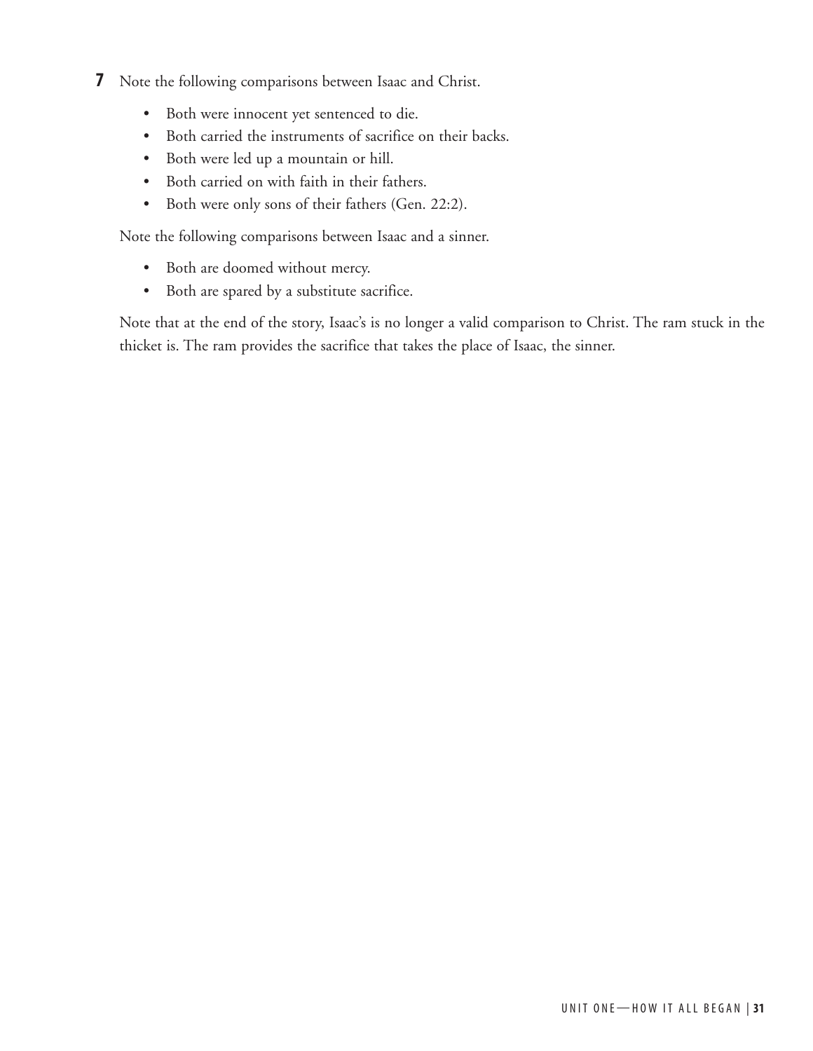**7** Note the following comparisons between Isaac and Christ.

- Both were innocent yet sentenced to die.
- Both carried the instruments of sacrifice on their backs.
- Both were led up a mountain or hill.
- Both carried on with faith in their fathers.
- Both were only sons of their fathers (Gen. 22:2).

Note the following comparisons between Isaac and a sinner.

- Both are doomed without mercy.
- Both are spared by a substitute sacrifice.

Note that at the end of the story, Isaac's is no longer a valid comparison to Christ. The ram stuck in the thicket is. The ram provides the sacrifice that takes the place of Isaac, the sinner.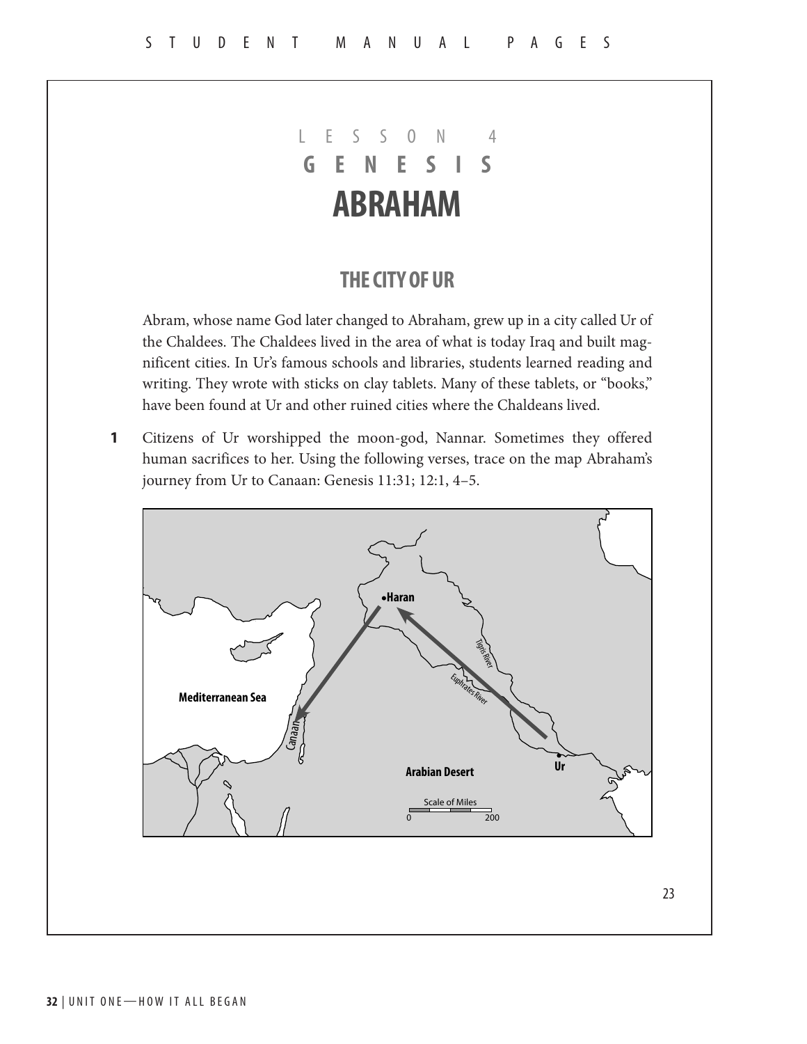# LESSON 4
## GENESIS
# ABRAHAM

## THE CITY OF UR

Abram, whose name God later changed to Abraham, grew up in a city called Ur of the Chaldees. The Chaldees lived in the area of what is today Iraq and built magnificent cities. In Ur's famous schools and libraries, students learned reading and writing. They wrote with sticks on clay tablets. Many of these tablets, or "books," have been found at Ur and other ruined cities where the Chaldeans lived.

**1** Citizens of Ur worshipped the moon-god, Nannar. Sometimes they offered human sacrifices to her. Using the following verses, trace on the map Abraham's journey from Ur to Canaan: Genesis 11:31; 12:1, 4–5.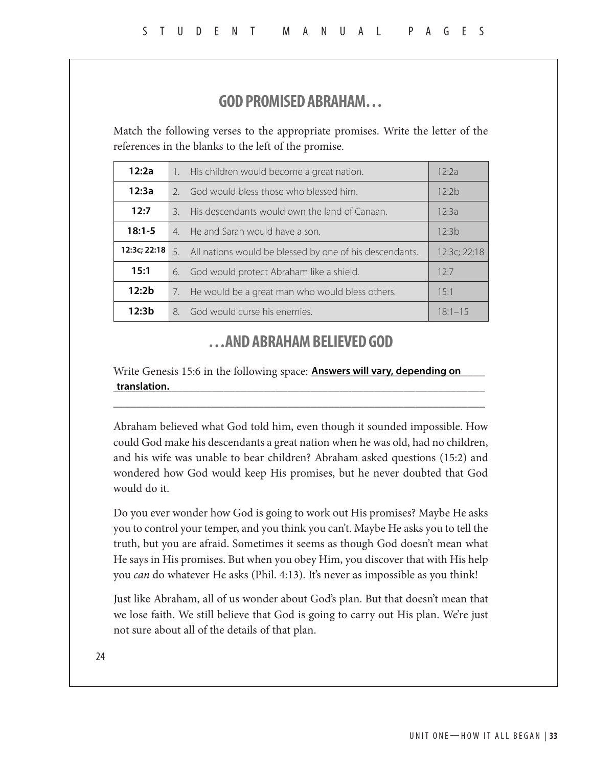## GOD PROMISED ABRAHAM...

Match the following verses to the appropriate promises. Write the letter of the references in the blanks to the left of the promise.

| | | |
|---|---|---|
| **12:2a** | 1. His children would become a great nation. | 12:2a |
| **12:3a** | 2. God would bless those who blessed him. | 12:2b |
| **12:7** | 3. His descendants would own the land of Canaan. | 12:3a |
| **18:1-5** | 4. He and Sarah would have a son. | 12:3b |
| **12:3c; 22:18** | 5. All nations would be blessed by one of his descendants. | 12:3c; 22:18 |
| **15:1** | 6. God would protect Abraham like a shield. | 12:7 |
| **12:2b** | 7. He would be a great man who would bless others. | 15:1 |
| **12:3b** | 8. God would curse his enemies. | 18:1–15 |

## ...AND ABRAHAM BELIEVED GOD

Write Genesis 15:6 in the following space: **Answers will vary, depending on translation.**

Abraham believed what God told him, even though it sounded impossible. How could God make his descendants a great nation when he was old, had no children, and his wife was unable to bear children? Abraham asked questions (15:2) and wondered how God would keep His promises, but he never doubted that God would do it.

Do you ever wonder how God is going to work out His promises? Maybe He asks you to control your temper, and you think you can't. Maybe He asks you to tell the truth, but you are afraid. Sometimes it seems as though God doesn't mean what He says in His promises. But when you obey Him, you discover that with His help you *can* do whatever He asks (Phil. 4:13). It's never as impossible as you think!

Just like Abraham, all of us wonder about God's plan. But that doesn't mean that we lose faith. We still believe that God is going to carry out His plan. We're just not sure about all of the details of that plan.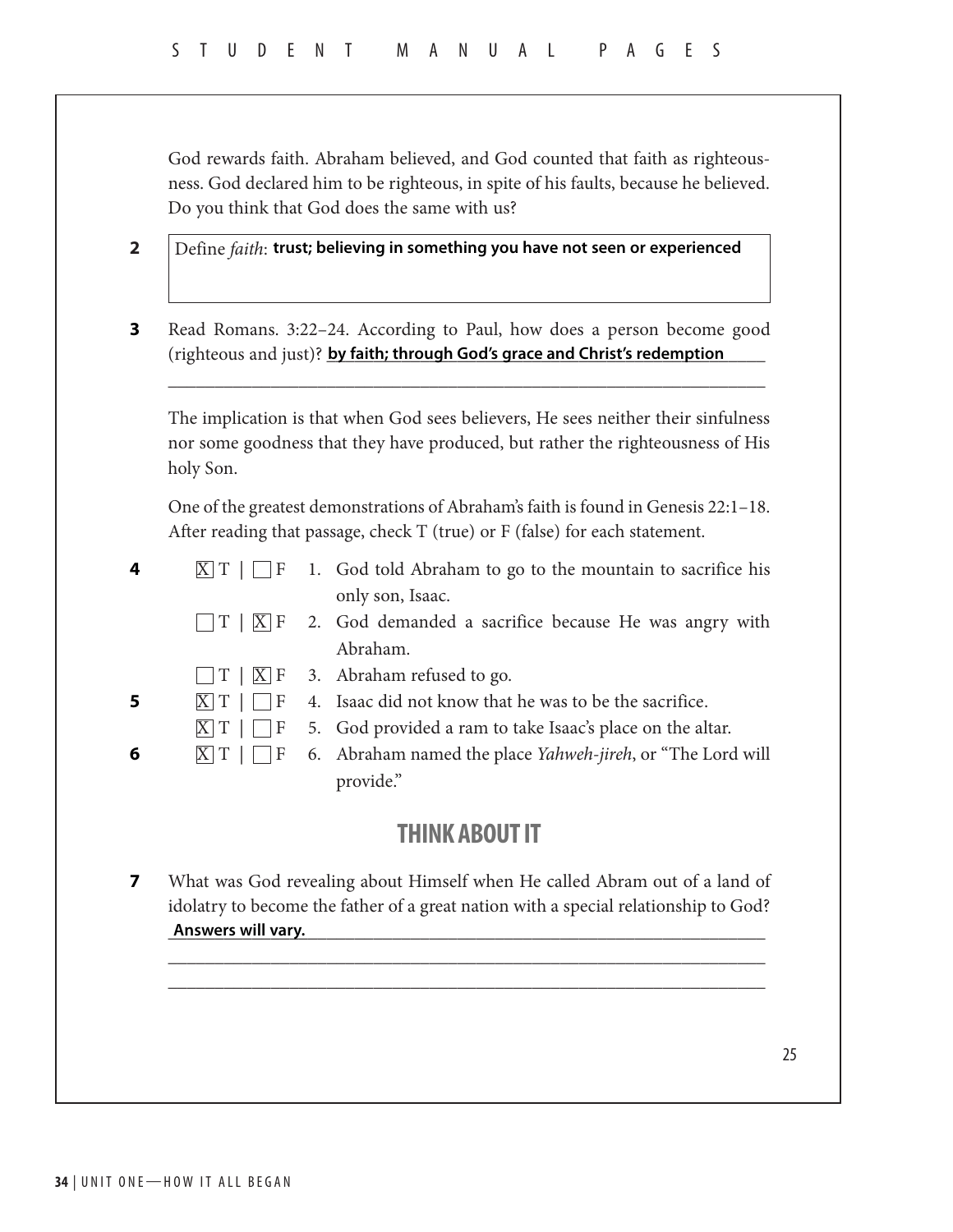God rewards faith. Abraham believed, and God counted that faith as righteousness. God declared him to be righteous, in spite of his faults, because he believed. Do you think that God does the same with us?

**2** Define *faith*: **trust; believing in something you have not seen or experienced**

**3** Read Romans. 3:22–24. According to Paul, how does a person become good (righteous and just)? **by faith; through God's grace and Christ's redemption**

The implication is that when God sees believers, He sees neither their sinfulness nor some goodness that they have produced, but rather the righteousness of His holy Son.

One of the greatest demonstrations of Abraham's faith is found in Genesis 22:1–18. After reading that passage, check T (true) or F (false) for each statement.

**4** [X] T | [ ] F 1. God told Abraham to go to the mountain to sacrifice his only son, Isaac.

[ ] T | [X] F 2. God demanded a sacrifice because He was angry with Abraham.

[ ] T | [X] F 3. Abraham refused to go.

**5** [X] T | [ ] F 4. Isaac did not know that he was to be the sacrifice.

[X] T | [ ] F 5. God provided a ram to take Isaac's place on the altar.

**6** [X] T | [ ] F 6. Abraham named the place *Yahweh-jireh*, or "The Lord will provide."

## THINK ABOUT IT

**7** What was God revealing about Himself when He called Abram out of a land of idolatry to become the father of a great nation with a special relationship to God? **Answers will vary.**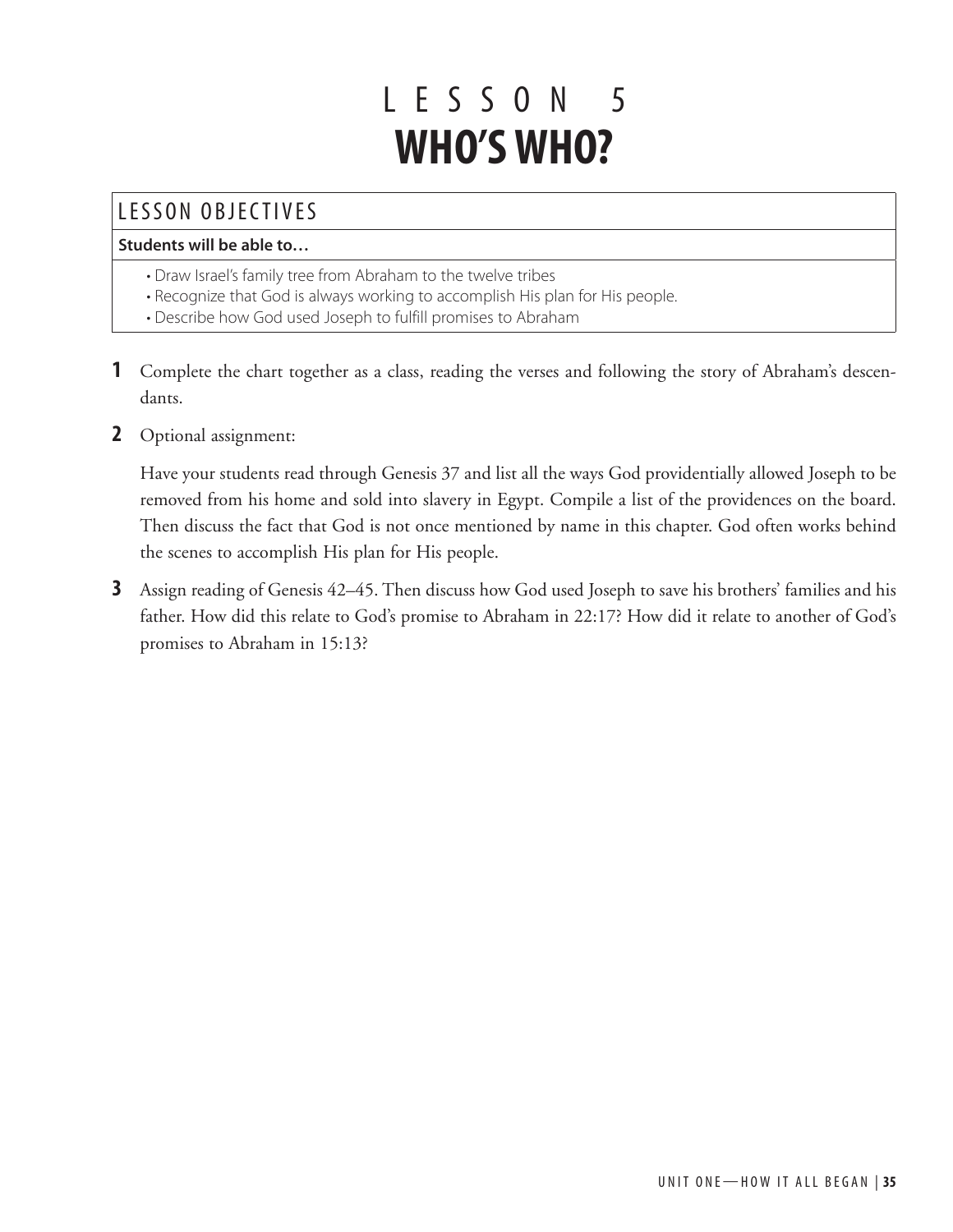# LESSON 5
# WHO'S WHO?

## LESSON OBJECTIVES

**Students will be able to…**

- Draw Israel's family tree from Abraham to the twelve tribes
- Recognize that God is always working to accomplish His plan for His people.
- Describe how God used Joseph to fulfill promises to Abraham

**1** Complete the chart together as a class, reading the verses and following the story of Abraham's descendants.

**2** Optional assignment:

Have your students read through Genesis 37 and list all the ways God providentially allowed Joseph to be removed from his home and sold into slavery in Egypt. Compile a list of the providences on the board. Then discuss the fact that God is not once mentioned by name in this chapter. God often works behind the scenes to accomplish His plan for His people.

**3** Assign reading of Genesis 42–45. Then discuss how God used Joseph to save his brothers' families and his father. How did this relate to God's promise to Abraham in 22:17? How did it relate to another of God's promises to Abraham in 15:13?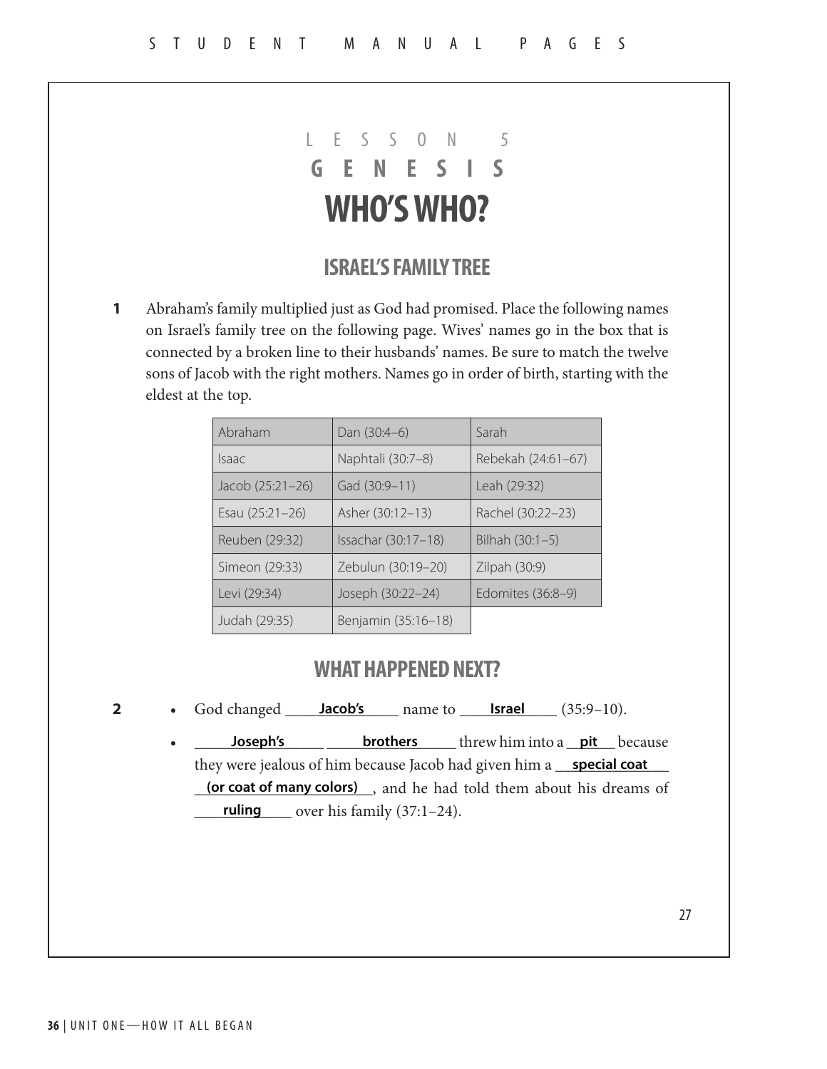## LESSON 5
## GENESIS
# WHO'S WHO?

## ISRAEL'S FAMILY TREE

**1** Abraham's family multiplied just as God had promised. Place the following names on Israel's family tree on the following page. Wives' names go in the box that is connected by a broken line to their husbands' names. Be sure to match the twelve sons of Jacob with the right mothers. Names go in order of birth, starting with the eldest at the top.

| | | |
|---|---|---|
| Abraham | Dan (30:4–6) | Sarah |
| Isaac | Naphtali (30:7–8) | Rebekah (24:61–67) |
| Jacob (25:21–26) | Gad (30:9–11) | Leah (29:32) |
| Esau (25:21–26) | Asher (30:12–13) | Rachel (30:22–23) |
| Reuben (29:32) | Issachar (30:17–18) | Bilhah (30:1–5) |
| Simeon (29:33) | Zebulun (30:19–20) | Zilpah (30:9) |
| Levi (29:34) | Joseph (30:22–24) | Edomites (36:8–9) |
| Judah (29:35) | Benjamin (35:16–18) | |

## WHAT HAPPENED NEXT?

**2**

- God changed \_\_\_**Jacob's**\_\_\_ name to \_\_\_**Israel**\_\_\_ (35:9–10).
- \_\_\_**Joseph's**\_\_\_ \_\_\_**brothers**\_\_\_ threw him into a \_\_**pit**\_\_ because they were jealous of him because Jacob had given him a \_\_**special coat (or coat of many colors)**\_\_, and he had told them about his dreams of \_\_\_**ruling**\_\_\_ over his family (37:1–24).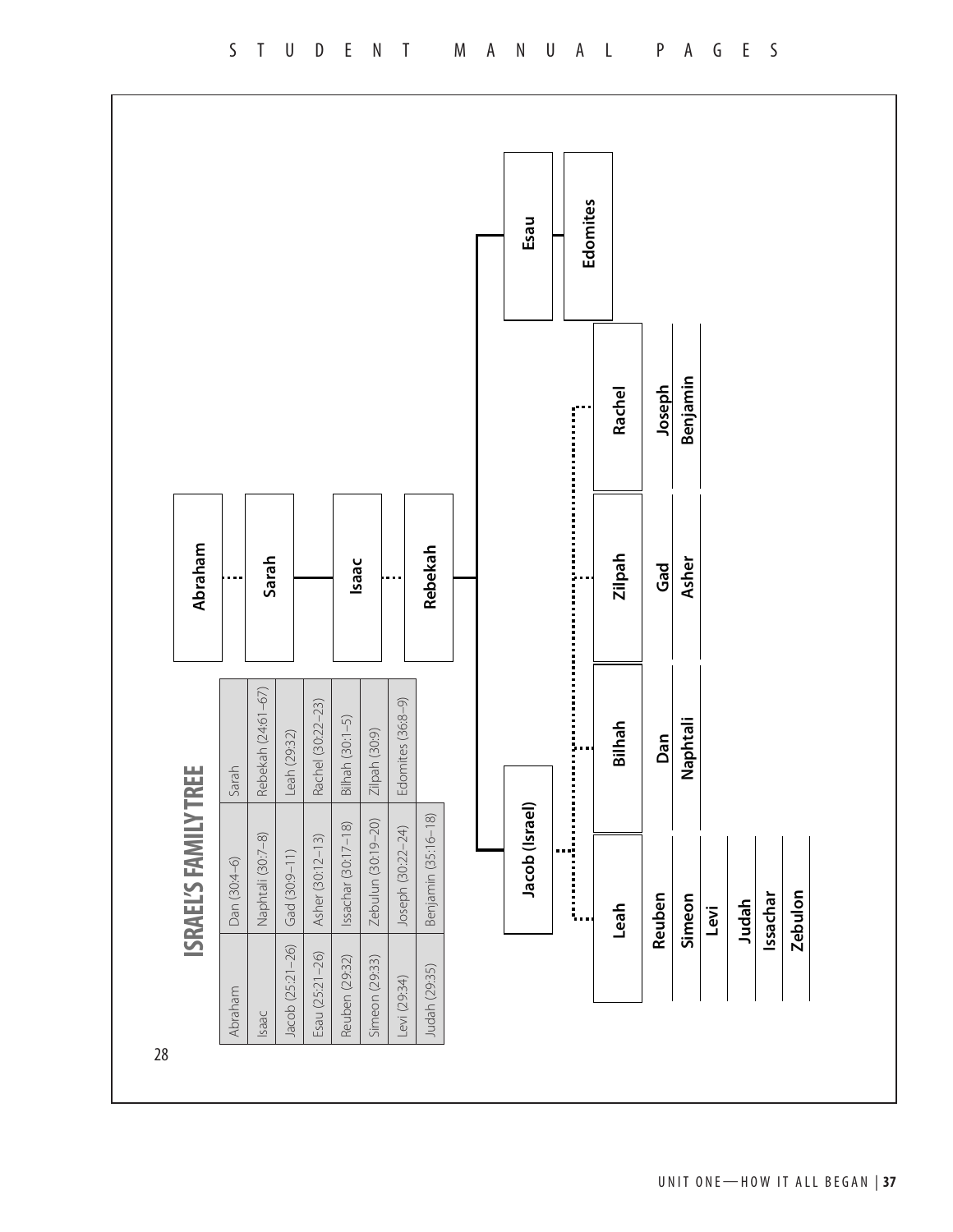# ISRAEL'S FAMILY TREE

| | | |
|---|---|---|
| Abraham | Dan (30:4–6) | Sarah |
| Isaac | Naphtali (30:7–8) | Rebekah (24:61–67) |
| Jacob (25:21–26) | Gad (30:9–11) | Leah (29:32) |
| Esau (25:21–26) | Asher (30:12–13) | Rachel (30:22–23) |
| Reuben (29:32) | Issachar (30:17–18) | Bilhah (30:1–5) |
| Simeon (29:33) | Zebulun (30:19–20) | Zilpah (30:9) |
| Levi (29:34) | Joseph (30:22–24) | Edomites (36:8–9) |
| Judah (29:35) | Benjamin (35:16–18) | |

Abraham ⋯ Sarah — Isaac ⋯ Rebekah

- Jacob (Israel)
  - Leah: Reuben, Simeon, Levi, Judah, Issachar, Zebulun
  - Bilhah: Dan, Naphtali
  - Zilpah: Gad, Asher
  - Rachel: Joseph, Benjamin
- Esau — Edomites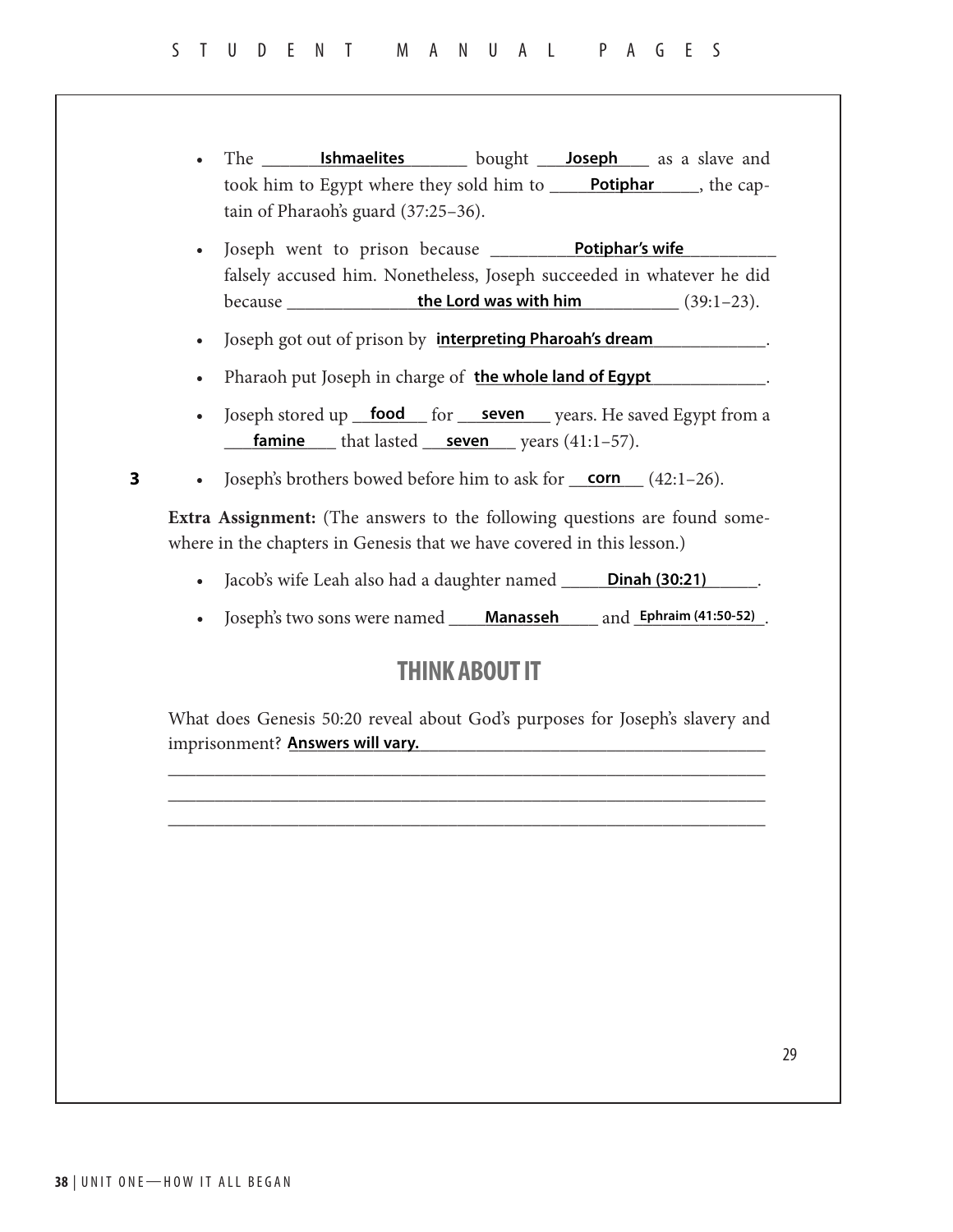- The ______**Ishmaelites**______ bought ___**Joseph**___ as a slave and took him to Egypt where they sold him to ____**Potiphar**____, the captain of Pharaoh's guard (37:25–36).
- Joseph went to prison because ________**Potiphar's wife**________ falsely accused him. Nonetheless, Joseph succeeded in whatever he did because ____________**the Lord was with him**__________ (39:1–23).
- Joseph got out of prison by **interpreting Pharoah's dream**____________.
- Pharaoh put Joseph in charge of **the whole land of Egypt**____________.
- Joseph stored up ___**food**___ for ___**seven**___ years. He saved Egypt from a ___**famine**___ that lasted ___**seven**___ years (41:1–57).

3

- Joseph's brothers bowed before him to ask for ___**corn**___ (42:1–26).

**Extra Assignment:** (The answers to the following questions are found somewhere in the chapters in Genesis that we have covered in this lesson.)

- Jacob's wife Leah also had a daughter named _____**Dinah (30:21)**_____.
- Joseph's two sons were named ____**Manasseh**____ and **Ephraim (41:50-52)**.

## THINK ABOUT IT

What does Genesis 50:20 reveal about God's purposes for Joseph's slavery and imprisonment? **Answers will vary.**______________________________________

_______________________________________________________________

_______________________________________________________________

_______________________________________________________________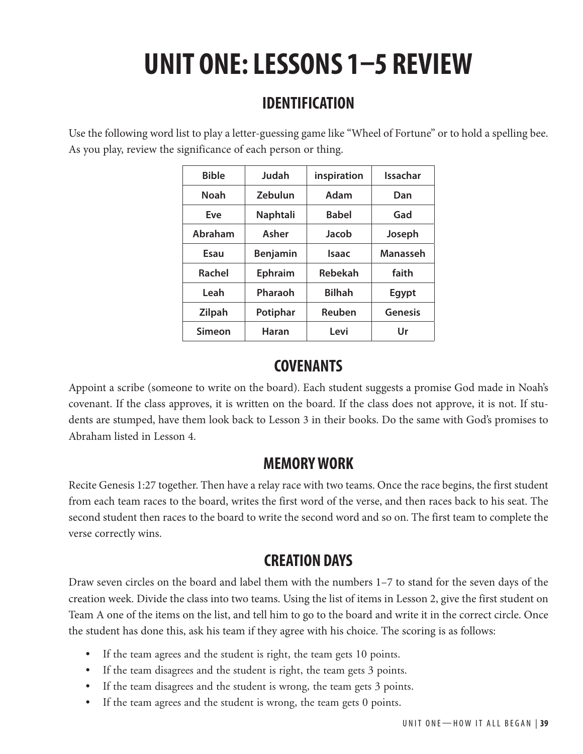# UNIT ONE: LESSONS 1–5 REVIEW

## IDENTIFICATION

Use the following word list to play a letter-guessing game like "Wheel of Fortune" or to hold a spelling bee. As you play, review the significance of each person or thing.

| Bible | Judah | inspiration | Issachar |
|---|---|---|---|
| Noah | Zebulun | Adam | Dan |
| Eve | Naphtali | Babel | Gad |
| Abraham | Asher | Jacob | Joseph |
| Esau | Benjamin | Isaac | Manasseh |
| Rachel | Ephraim | Rebekah | faith |
| Leah | Pharaoh | Bilhah | Egypt |
| Zilpah | Potiphar | Reuben | Genesis |
| Simeon | Haran | Levi | Ur |

## COVENANTS

Appoint a scribe (someone to write on the board). Each student suggests a promise God made in Noah's covenant. If the class approves, it is written on the board. If the class does not approve, it is not. If students are stumped, have them look back to Lesson 3 in their books. Do the same with God's promises to Abraham listed in Lesson 4.

## MEMORY WORK

Recite Genesis 1:27 together. Then have a relay race with two teams. Once the race begins, the first student from each team races to the board, writes the first word of the verse, and then races back to his seat. The second student then races to the board to write the second word and so on. The first team to complete the verse correctly wins.

## CREATION DAYS

Draw seven circles on the board and label them with the numbers 1–7 to stand for the seven days of the creation week. Divide the class into two teams. Using the list of items in Lesson 2, give the first student on Team A one of the items on the list, and tell him to go to the board and write it in the correct circle. Once the student has done this, ask his team if they agree with his choice. The scoring is as follows:

- If the team agrees and the student is right, the team gets 10 points.
- If the team disagrees and the student is right, the team gets 3 points.
- If the team disagrees and the student is wrong, the team gets 3 points.
- If the team agrees and the student is wrong, the team gets 0 points.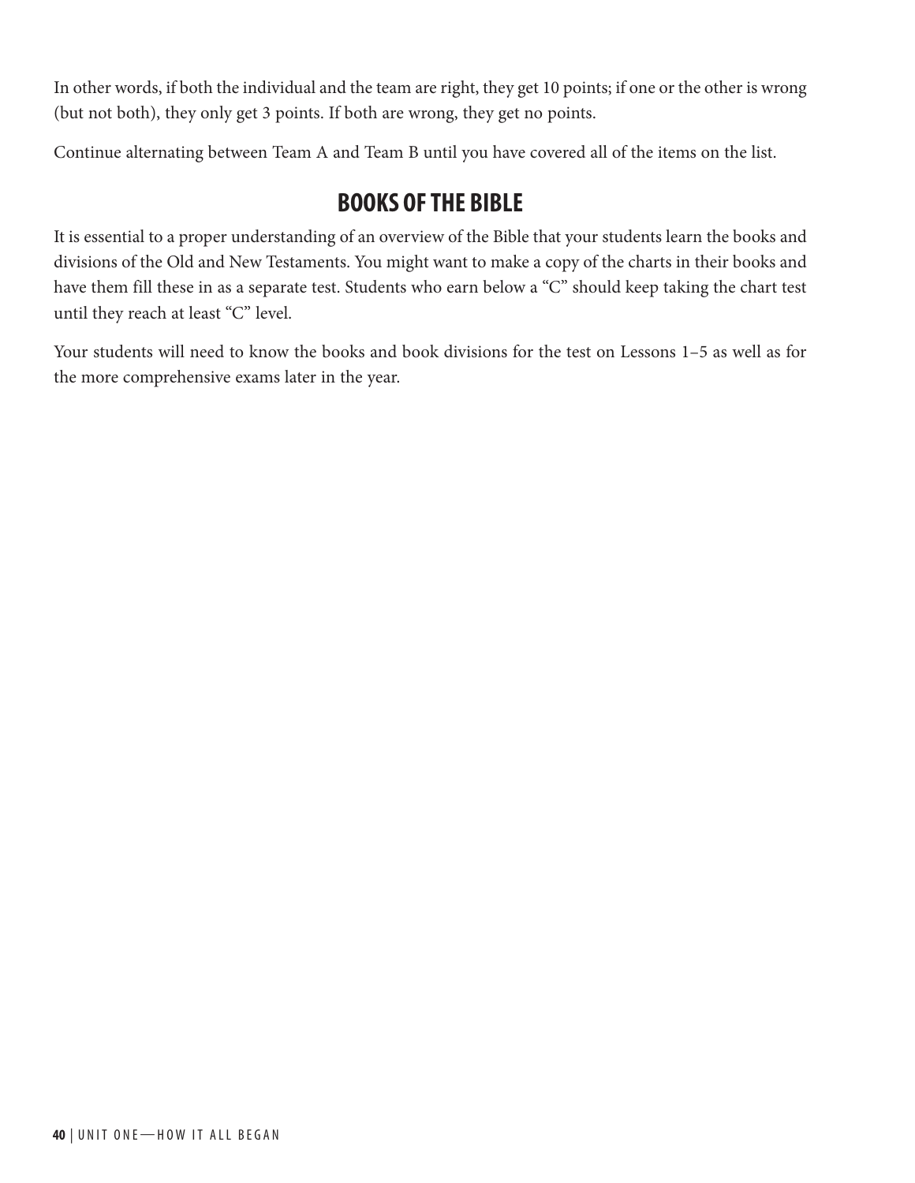In other words, if both the individual and the team are right, they get 10 points; if one or the other is wrong (but not both), they only get 3 points. If both are wrong, they get no points.

Continue alternating between Team A and Team B until you have covered all of the items on the list.

## BOOKS OF THE BIBLE

It is essential to a proper understanding of an overview of the Bible that your students learn the books and divisions of the Old and New Testaments. You might want to make a copy of the charts in their books and have them fill these in as a separate test. Students who earn below a “C” should keep taking the chart test until they reach at least “C” level.

Your students will need to know the books and book divisions for the test on Lessons 1–5 as well as for the more comprehensive exams later in the year.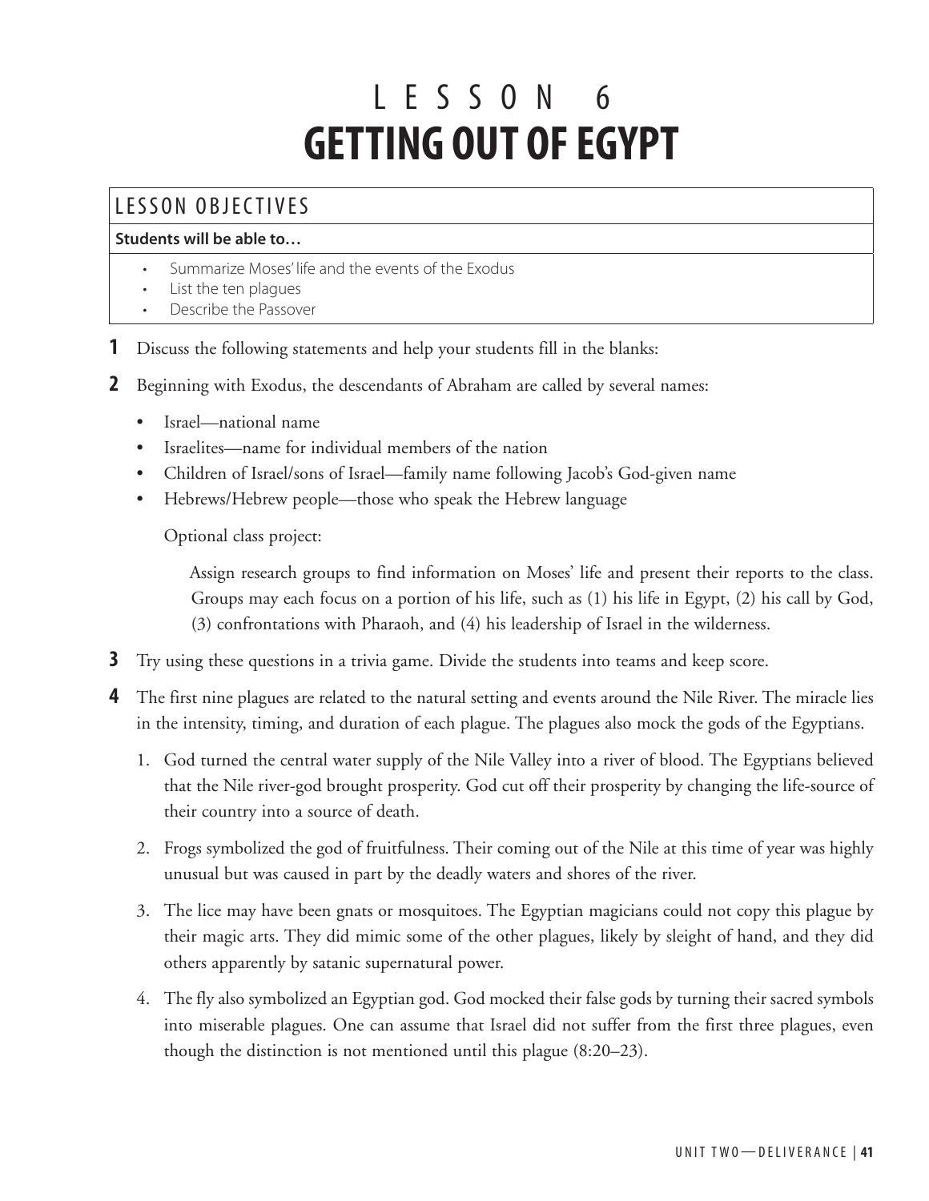# LESSON 6
# GETTING OUT OF EGYPT

## LESSON OBJECTIVES

**Students will be able to…**

- Summarize Moses' life and the events of the Exodus
- List the ten plagues
- Describe the Passover

**1** Discuss the following statements and help your students fill in the blanks:

**2** Beginning with Exodus, the descendants of Abraham are called by several names:

- Israel—national name
- Israelites—name for individual members of the nation
- Children of Israel/sons of Israel—family name following Jacob's God-given name
- Hebrews/Hebrew people—those who speak the Hebrew language

Optional class project:

Assign research groups to find information on Moses' life and present their reports to the class. Groups may each focus on a portion of his life, such as (1) his life in Egypt, (2) his call by God, (3) confrontations with Pharaoh, and (4) his leadership of Israel in the wilderness.

**3** Try using these questions in a trivia game. Divide the students into teams and keep score.

**4** The first nine plagues are related to the natural setting and events around the Nile River. The miracle lies in the intensity, timing, and duration of each plague. The plagues also mock the gods of the Egyptians.

1. God turned the central water supply of the Nile Valley into a river of blood. The Egyptians believed that the Nile river-god brought prosperity. God cut off their prosperity by changing the life-source of their country into a source of death.
2. Frogs symbolized the god of fruitfulness. Their coming out of the Nile at this time of year was highly unusual but was caused in part by the deadly waters and shores of the river.
3. The lice may have been gnats or mosquitoes. The Egyptian magicians could not copy this plague by their magic arts. They did mimic some of the other plagues, likely by sleight of hand, and they did others apparently by satanic supernatural power.
4. The fly also symbolized an Egyptian god. God mocked their false gods by turning their sacred symbols into miserable plagues. One can assume that Israel did not suffer from the first three plagues, even though the distinction is not mentioned until this plague (8:20–23).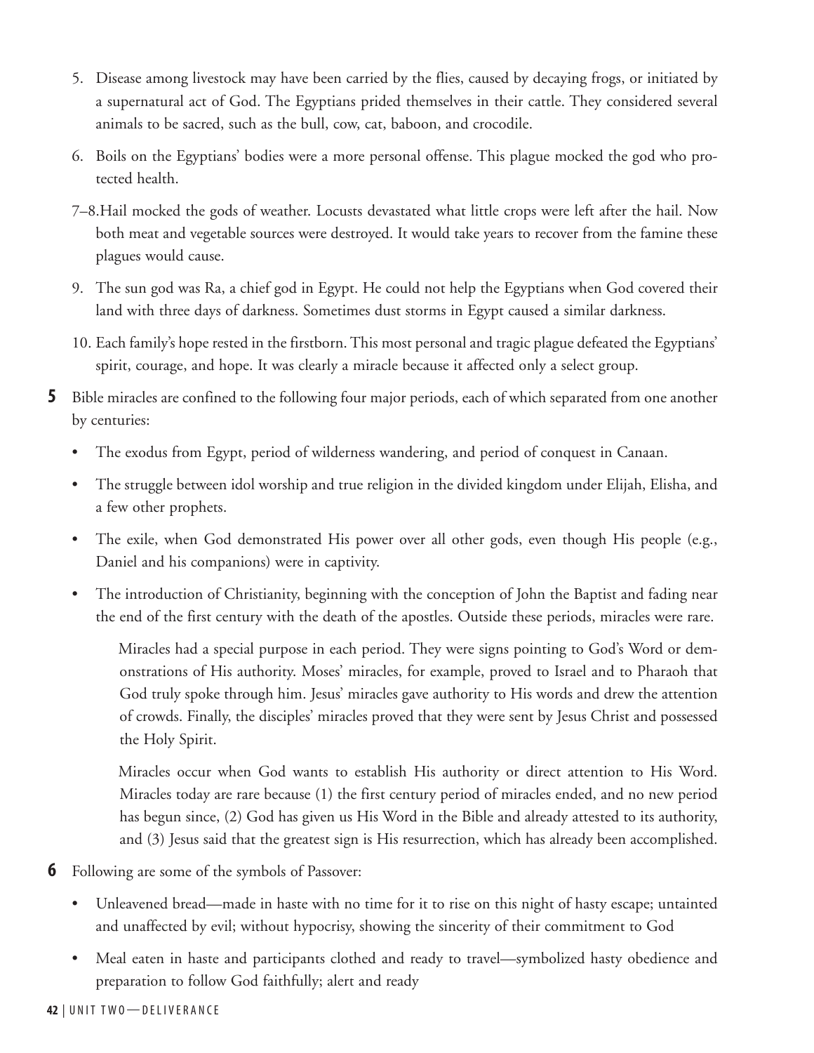5. Disease among livestock may have been carried by the flies, caused by decaying frogs, or initiated by a supernatural act of God. The Egyptians prided themselves in their cattle. They considered several animals to be sacred, such as the bull, cow, cat, baboon, and crocodile.

6. Boils on the Egyptians' bodies were a more personal offense. This plague mocked the god who protected health.

7–8. Hail mocked the gods of weather. Locusts devastated what little crops were left after the hail. Now both meat and vegetable sources were destroyed. It would take years to recover from the famine these plagues would cause.

9. The sun god was Ra, a chief god in Egypt. He could not help the Egyptians when God covered their land with three days of darkness. Sometimes dust storms in Egypt caused a similar darkness.

10. Each family's hope rested in the firstborn. This most personal and tragic plague defeated the Egyptians' spirit, courage, and hope. It was clearly a miracle because it affected only a select group.

**5** Bible miracles are confined to the following four major periods, each of which separated from one another by centuries:

- The exodus from Egypt, period of wilderness wandering, and period of conquest in Canaan.
- The struggle between idol worship and true religion in the divided kingdom under Elijah, Elisha, and a few other prophets.
- The exile, when God demonstrated His power over all other gods, even though His people (e.g., Daniel and his companions) were in captivity.
- The introduction of Christianity, beginning with the conception of John the Baptist and fading near the end of the first century with the death of the apostles. Outside these periods, miracles were rare.

Miracles had a special purpose in each period. They were signs pointing to God's Word or demonstrations of His authority. Moses' miracles, for example, proved to Israel and to Pharaoh that God truly spoke through him. Jesus' miracles gave authority to His words and drew the attention of crowds. Finally, the disciples' miracles proved that they were sent by Jesus Christ and possessed the Holy Spirit.

Miracles occur when God wants to establish His authority or direct attention to His Word. Miracles today are rare because (1) the first century period of miracles ended, and no new period has begun since, (2) God has given us His Word in the Bible and already attested to its authority, and (3) Jesus said that the greatest sign is His resurrection, which has already been accomplished.

**6** Following are some of the symbols of Passover:

- Unleavened bread—made in haste with no time for it to rise on this night of hasty escape; untainted and unaffected by evil; without hypocrisy, showing the sincerity of their commitment to God
- Meal eaten in haste and participants clothed and ready to travel—symbolized hasty obedience and preparation to follow God faithfully; alert and ready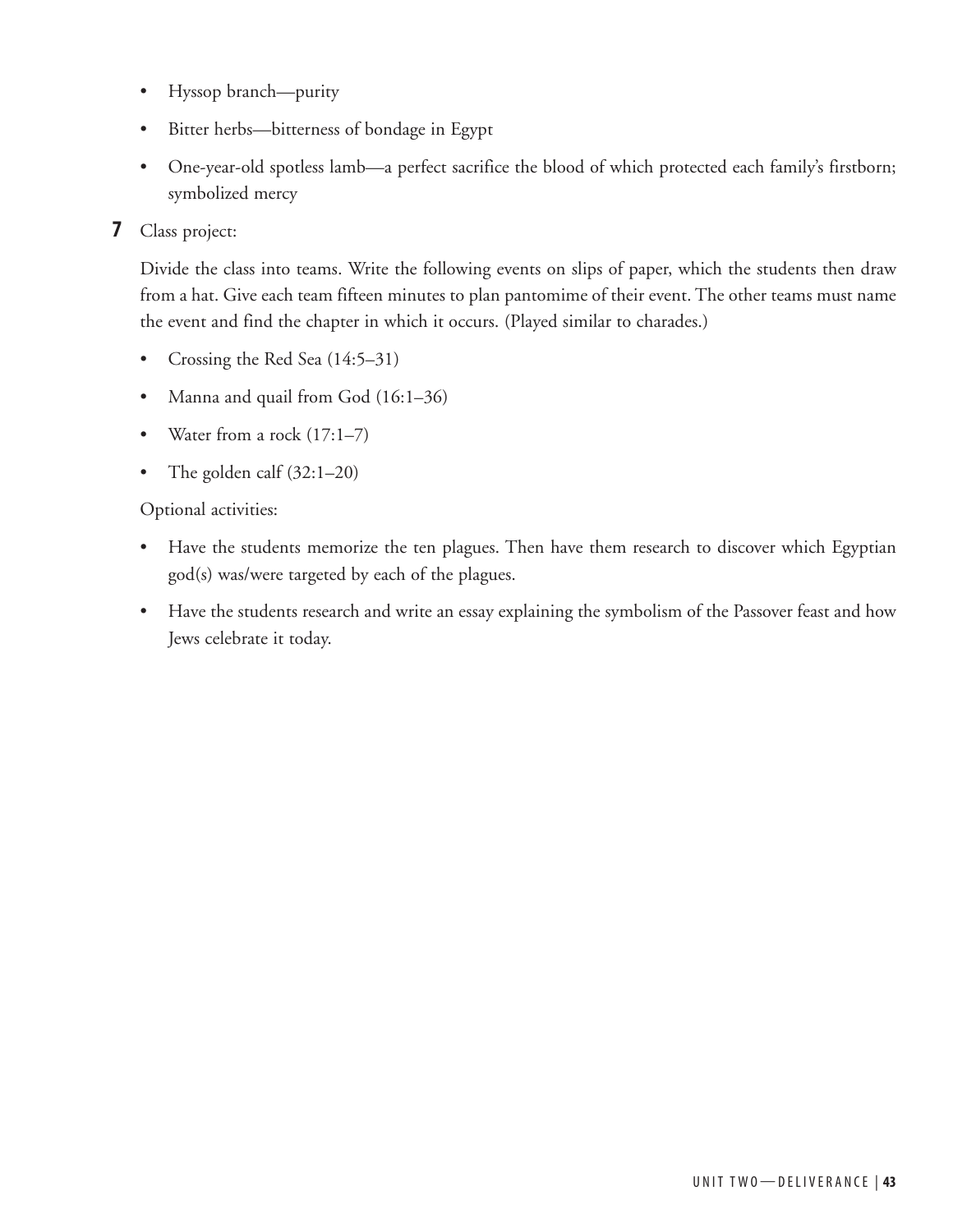- Hyssop branch—purity
- Bitter herbs—bitterness of bondage in Egypt
- One-year-old spotless lamb—a perfect sacrifice the blood of which protected each family's firstborn; symbolized mercy

**7** Class project:

Divide the class into teams. Write the following events on slips of paper, which the students then draw from a hat. Give each team fifteen minutes to plan pantomime of their event. The other teams must name the event and find the chapter in which it occurs. (Played similar to charades.)

- Crossing the Red Sea (14:5–31)
- Manna and quail from God (16:1–36)
- Water from a rock (17:1–7)
- The golden calf (32:1–20)

Optional activities:

- Have the students memorize the ten plagues. Then have them research to discover which Egyptian god(s) was/were targeted by each of the plagues.
- Have the students research and write an essay explaining the symbolism of the Passover feast and how Jews celebrate it today.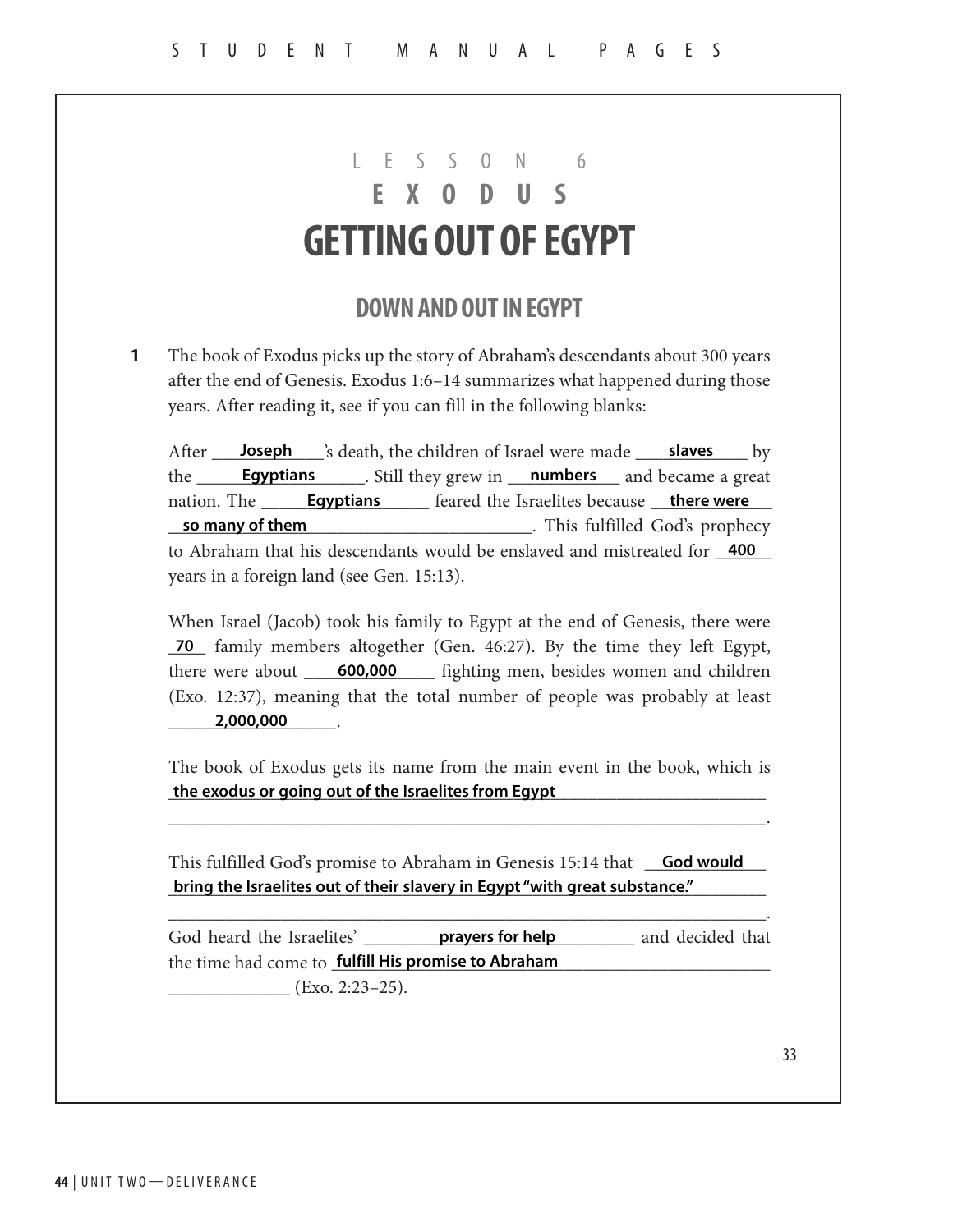# LESSON 6

# EXODUS

# GETTING OUT OF EGYPT

## DOWN AND OUT IN EGYPT

**1** The book of Exodus picks up the story of Abraham's descendants about 300 years after the end of Genesis. Exodus 1:6–14 summarizes what happened during those years. After reading it, see if you can fill in the following blanks:

After ___**Joseph**___'s death, the children of Israel were made ___**slaves**___ by the ___**Egyptians**___. Still they grew in ___**numbers**___ and became a great nation. The ___**Egyptians**___ feared the Israelites because ___**there were so many of them**___. This fulfilled God's prophecy to Abraham that his descendants would be enslaved and mistreated for ___**400**___ years in a foreign land (see Gen. 15:13).

When Israel (Jacob) took his family to Egypt at the end of Genesis, there were ___**70**___ family members altogether (Gen. 46:27). By the time they left Egypt, there were about ___**600,000**___ fighting men, besides women and children (Exo. 12:37), meaning that the total number of people was probably at least ___**2,000,000**___.

The book of Exodus gets its name from the main event in the book, which is ___**the exodus or going out of the Israelites from Egypt**___.

This fulfilled God's promise to Abraham in Genesis 15:14 that ___**God would bring the Israelites out of their slavery in Egypt "with great substance."**___.

God heard the Israelites' ___**prayers for help**___ and decided that the time had come to ___**fulfill His promise to Abraham**___ (Exo. 2:23–25).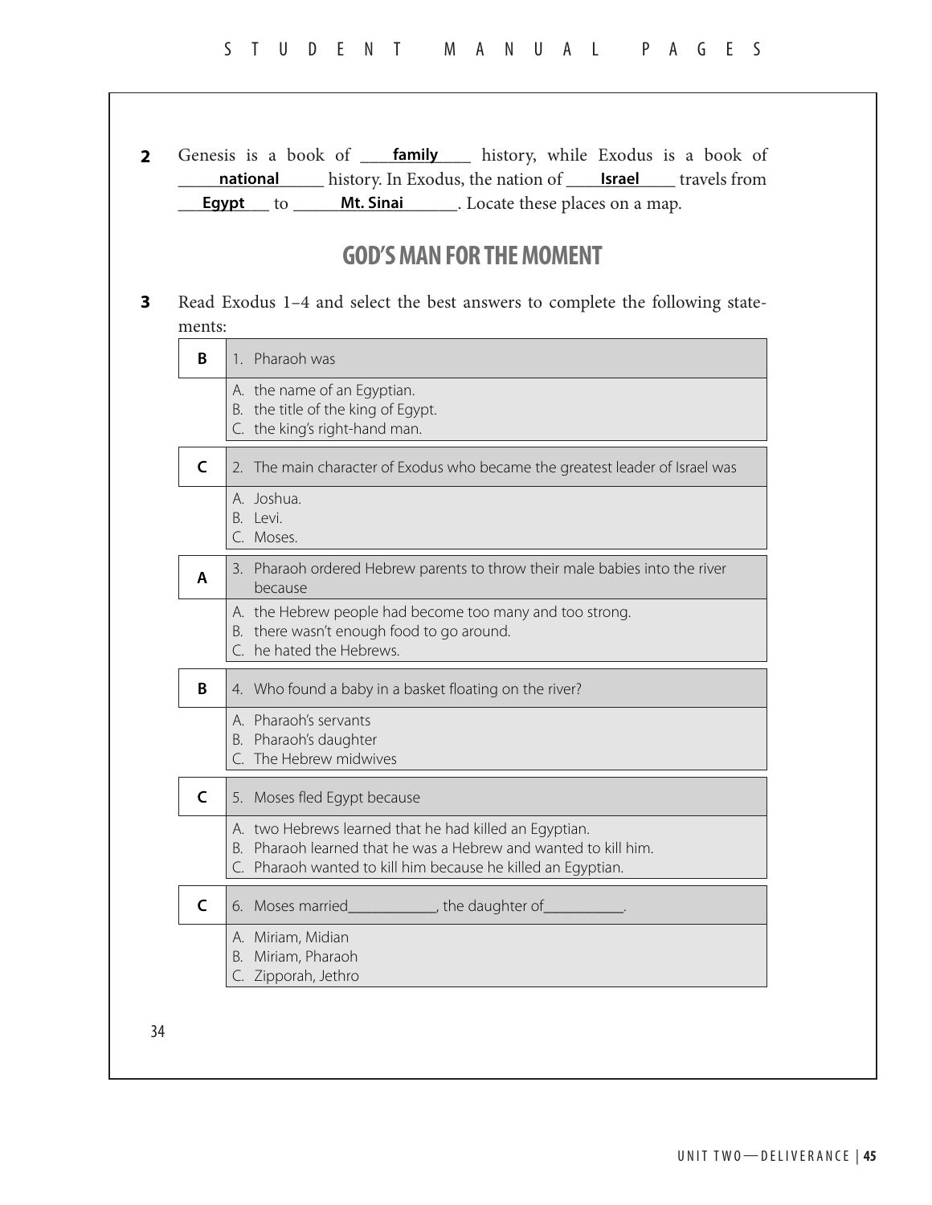**2** Genesis is a book of ____**family**____ history, while Exodus is a book of ____**national**____ history. In Exodus, the nation of ____**Israel**____ travels from ____**Egypt**____ to ____**Mt. Sinai**____. Locate these places on a map.

## GOD'S MAN FOR THE MOMENT

**3** Read Exodus 1–4 and select the best answers to complete the following statements:

| **B** | 1. Pharaoh was |
|---|---|
| | A. the name of an Egyptian.<br>B. the title of the king of Egypt.<br>C. the king's right-hand man. |
| **C** | 2. The main character of Exodus who became the greatest leader of Israel was |
| | A. Joshua.<br>B. Levi.<br>C. Moses. |
| **A** | 3. Pharaoh ordered Hebrew parents to throw their male babies into the river because |
| | A. the Hebrew people had become too many and too strong.<br>B. there wasn't enough food to go around.<br>C. he hated the Hebrews. |
| **B** | 4. Who found a baby in a basket floating on the river? |
| | A. Pharaoh's servants<br>B. Pharaoh's daughter<br>C. The Hebrew midwives |
| **C** | 5. Moses fled Egypt because |
| | A. two Hebrews learned that he had killed an Egyptian.<br>B. Pharaoh learned that he was a Hebrew and wanted to kill him.<br>C. Pharaoh wanted to kill him because he killed an Egyptian. |
| **C** | 6. Moses married____________, the daughter of___________. |
| | A. Miriam, Midian<br>B. Miriam, Pharaoh<br>C. Zipporah, Jethro |

34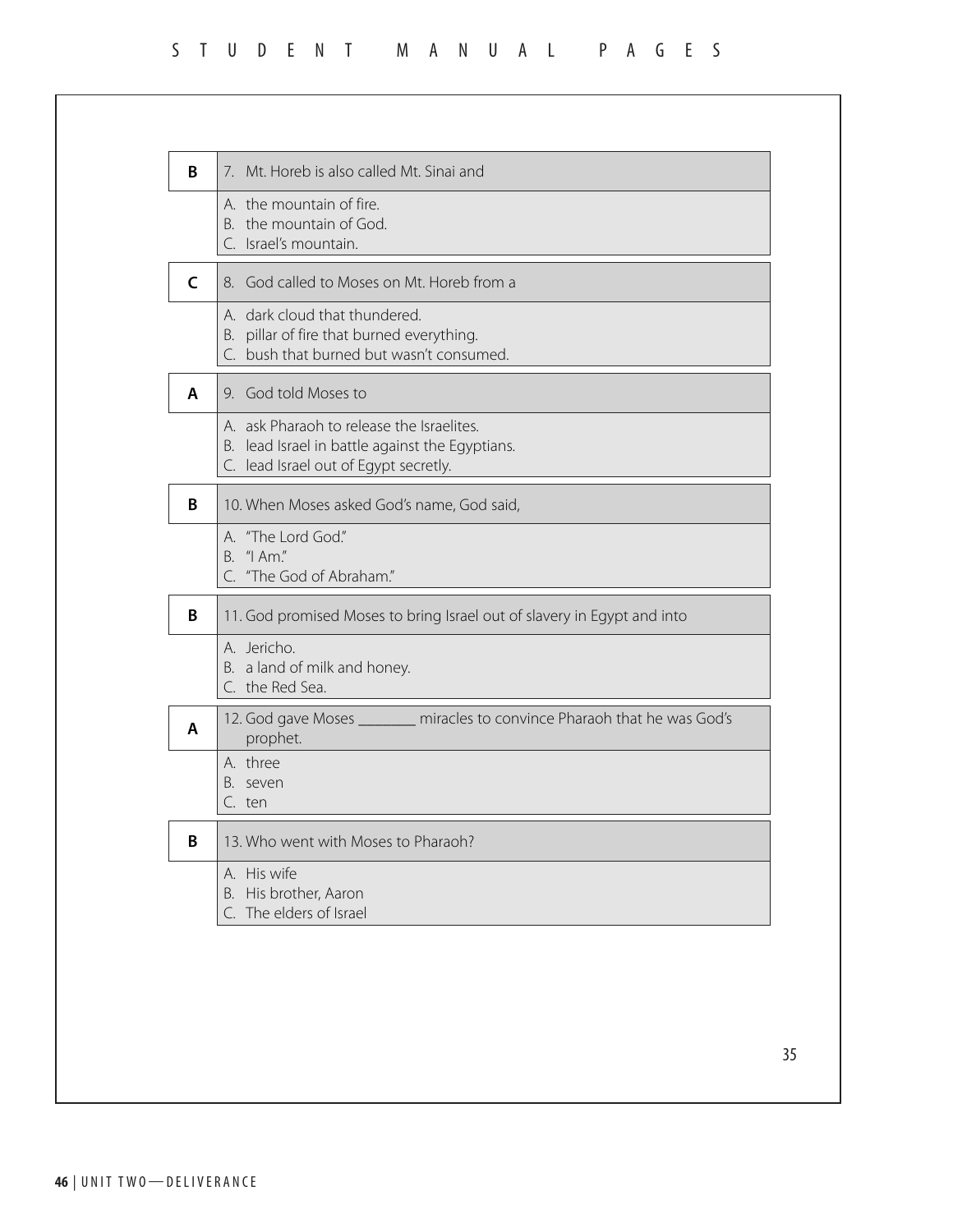| | |
|---|---|
| **B** | 7. Mt. Horeb is also called Mt. Sinai and |
| | A. the mountain of fire.<br>B. the mountain of God.<br>C. Israel's mountain. |
| **C** | 8. God called to Moses on Mt. Horeb from a |
| | A. dark cloud that thundered.<br>B. pillar of fire that burned everything.<br>C. bush that burned but wasn't consumed. |
| **A** | 9. God told Moses to |
| | A. ask Pharaoh to release the Israelites.<br>B. lead Israel in battle against the Egyptians.<br>C. lead Israel out of Egypt secretly. |
| **B** | 10. When Moses asked God's name, God said, |
| | A. "The Lord God."<br>B. "I Am."<br>C. "The God of Abraham." |
| **B** | 11. God promised Moses to bring Israel out of slavery in Egypt and into |
| | A. Jericho.<br>B. a land of milk and honey.<br>C. the Red Sea. |
| **A** | 12. God gave Moses ________ miracles to convince Pharaoh that he was God's prophet. |
| | A. three<br>B. seven<br>C. ten |
| **B** | 13. Who went with Moses to Pharaoh? |
| | A. His wife<br>B. His brother, Aaron<br>C. The elders of Israel |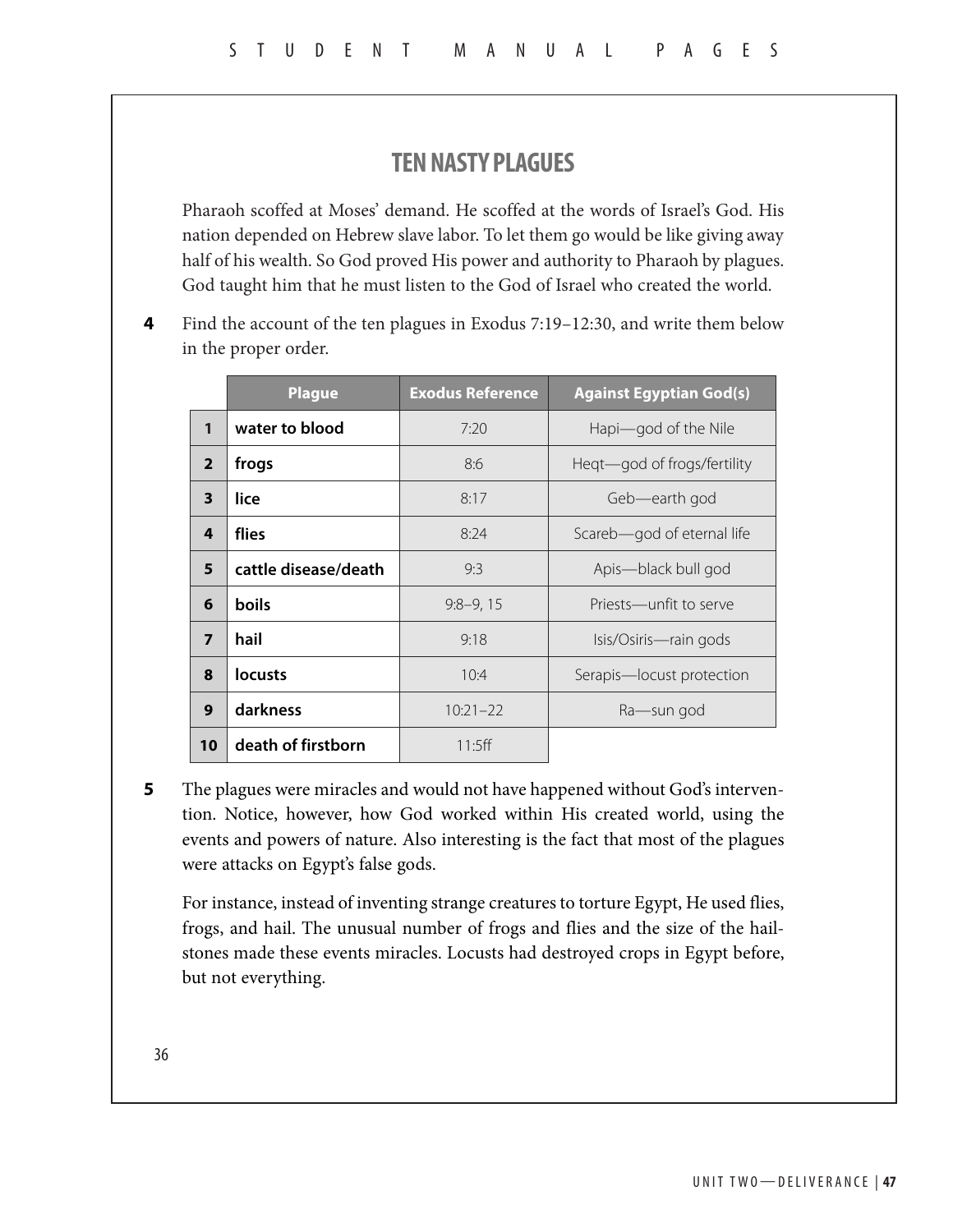# TEN NASTY PLAGUES

Pharaoh scoffed at Moses' demand. He scoffed at the words of Israel's God. His nation depended on Hebrew slave labor. To let them go would be like giving away half of his wealth. So God proved His power and authority to Pharaoh by plagues. God taught him that he must listen to the God of Israel who created the world.

**4** Find the account of the ten plagues in Exodus 7:19–12:30, and write them below in the proper order.

| | Plague | Exodus Reference | Against Egyptian God(s) |
|---|---|---|---|
| **1** | **water to blood** | 7:20 | Hapi—god of the Nile |
| **2** | **frogs** | 8:6 | Heqt—god of frogs/fertility |
| **3** | **lice** | 8:17 | Geb—earth god |
| **4** | **flies** | 8:24 | Scareb—god of eternal life |
| **5** | **cattle disease/death** | 9:3 | Apis—black bull god |
| **6** | **boils** | 9:8–9, 15 | Priests—unfit to serve |
| **7** | **hail** | 9:18 | Isis/Osiris—rain gods |
| **8** | **locusts** | 10:4 | Serapis—locust protection |
| **9** | **darkness** | 10:21–22 | Ra—sun god |
| **10** | **death of firstborn** | 11:5ff | |

**5** The plagues were miracles and would not have happened without God's intervention. Notice, however, how God worked within His created world, using the events and powers of nature. Also interesting is the fact that most of the plagues were attacks on Egypt's false gods.

For instance, instead of inventing strange creatures to torture Egypt, He used flies, frogs, and hail. The unusual number of frogs and flies and the size of the hailstones made these events miracles. Locusts had destroyed crops in Egypt before, but not everything.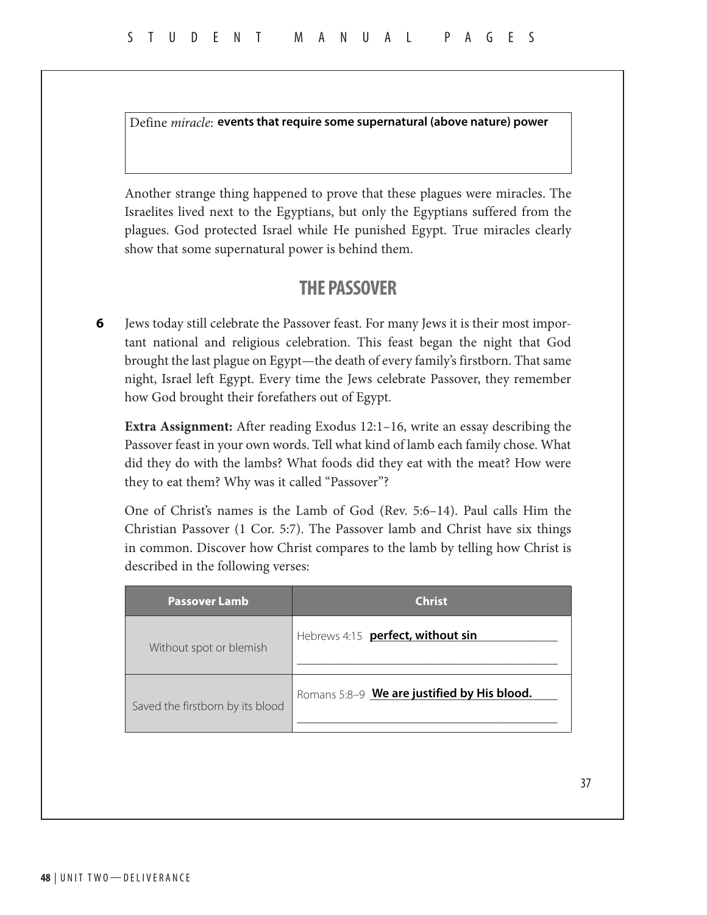Define *miracle*: **events that require some supernatural (above nature) power**

Another strange thing happened to prove that these plagues were miracles. The Israelites lived next to the Egyptians, but only the Egyptians suffered from the plagues. God protected Israel while He punished Egypt. True miracles clearly show that some supernatural power is behind them.

## THE PASSOVER

**6** Jews today still celebrate the Passover feast. For many Jews it is their most important national and religious celebration. This feast began the night that God brought the last plague on Egypt—the death of every family's firstborn. That same night, Israel left Egypt. Every time the Jews celebrate Passover, they remember how God brought their forefathers out of Egypt.

**Extra Assignment:** After reading Exodus 12:1–16, write an essay describing the Passover feast in your own words. Tell what kind of lamb each family chose. What did they do with the lambs? What foods did they eat with the meat? How were they to eat them? Why was it called "Passover"?

One of Christ's names is the Lamb of God (Rev. 5:6–14). Paul calls Him the Christian Passover (1 Cor. 5:7). The Passover lamb and Christ have six things in common. Discover how Christ compares to the lamb by telling how Christ is described in the following verses:

| Passover Lamb | Christ |
|---|---|
| Without spot or blemish | Hebrews 4:15 **perfect, without sin** |
| Saved the firstborn by its blood | Romans 5:8–9 **We are justified by His blood.** |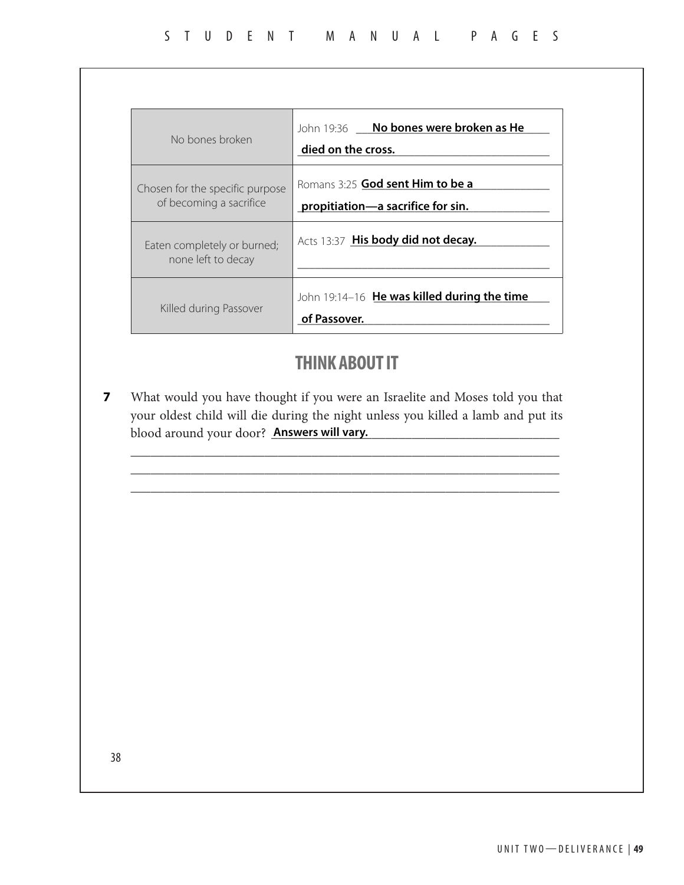| | |
|---|---|
| No bones broken | John 19:36 **No bones were broken as He died on the cross.** |
| Chosen for the specific purpose of becoming a sacrifice | Romans 3:25 **God sent Him to be a propitiation—a sacrifice for sin.** |
| Eaten completely or burned; none left to decay | Acts 13:37 **His body did not decay.** |
| Killed during Passover | John 19:14–16 **He was killed during the time of Passover.** |

## THINK ABOUT IT

**7** What would you have thought if you were an Israelite and Moses told you that your oldest child will die during the night unless you killed a lamb and put its blood around your door? **Answers will vary.**